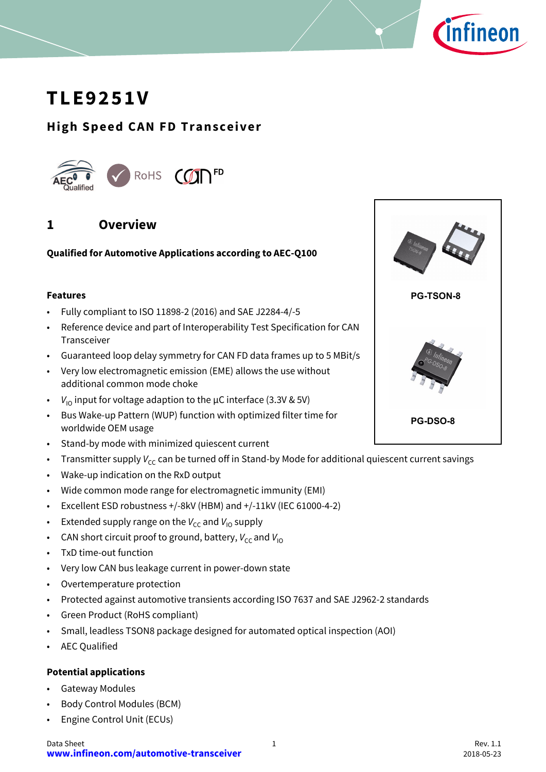# TLE9251V

## High Speed CAN FD Transceiver

## 1 Overview

**Qualified for Automotive Applications according to AEC-Q100**

PG-TSON-8

PG-DSO-8

### Features

- Fully compliant to ISO 11898-2 (2016) and SAE J2284-4/-5
- Reference device and part of Interoperability Test Specification for CAN Transceiver
- Guaranteed loop delay symmetry for CAN FD data frames up to 5 MBit/s
- Very low electromagnetic emission (EME) allows the use without additional common mode choke
- $V_{IO}$ input for voltage adaption to the µC interface (3.3V & 5V)
- Bus Wake-up Pattern (WUP) function with optimized filter time for worldwide OEM usage
- Stand-by mode with minimized quiescent current
- Transmitter supply $V_{CC}$ can be turned off in Stand-by Mode for additional quiescent current savings
- Wake-up indication on the RxD output
- Wide common mode range for electromagnetic immunity (EMI)
- Excellent ESD robustness +/-8kV (HBM) and +/-11kV (IEC 61000-4-2)
- Extended supply range on the $V_{CC}$ and $V_{IO}$ supply
- CAN short circuit proof to ground, battery, $V_{CC}$ and $V_{IO}$
- TxD time-out function
- Very low CAN bus leakage current in power-down state
- Overtemperature protection
- Protected against automotive transients according ISO 7637 and SAE J2962-2 standards
- Green Product (RoHS compliant)
- Small, leadless TSON8 package designed for automated optical inspection (AOI)
- AEC Qualified

### Potential applications

- Gateway Modules
- Body Control Modules (BCM)
- Engine Control Unit (ECUs)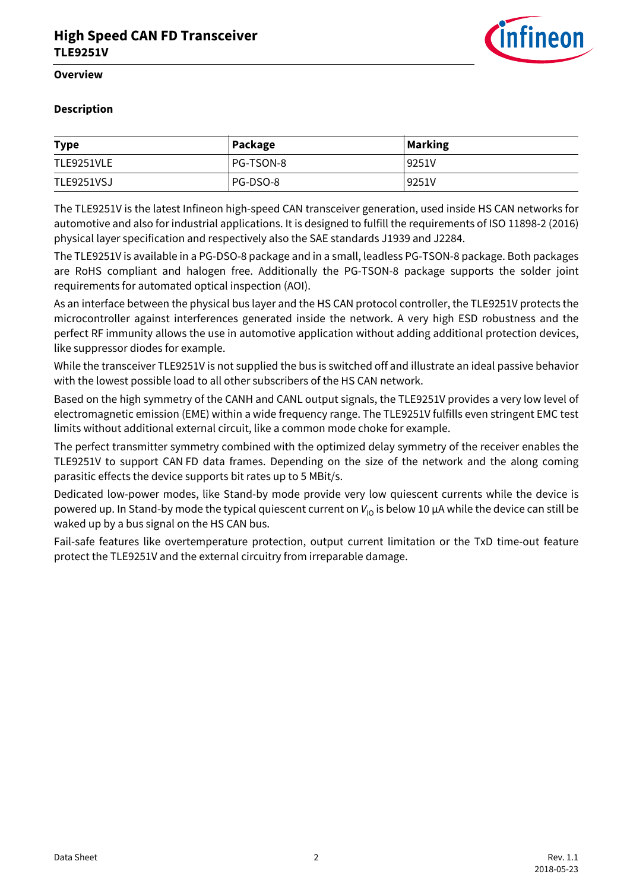**Overview**

## Description

| Type | Package | Marking |
| --- | --- | --- |
| TLE9251VLE | PG-TSON-8 | 9251V |
| TLE9251VSJ | PG-DSO-8 | 9251V |

The TLE9251V is the latest Infineon high-speed CAN transceiver generation, used inside HS CAN networks for automotive and also for industrial applications. It is designed to fulfill the requirements of ISO 11898-2 (2016) physical layer specification and respectively also the SAE standards J1939 and J2284.

The TLE9251V is available in a PG-DSO-8 package and in a small, leadless PG-TSON-8 package. Both packages are RoHS compliant and halogen free. Additionally the PG-TSON-8 package supports the solder joint requirements for automated optical inspection (AOI).

As an interface between the physical bus layer and the HS CAN protocol controller, the TLE9251V protects the microcontroller against interferences generated inside the network. A very high ESD robustness and the perfect RF immunity allows the use in automotive application without adding additional protection devices, like suppressor diodes for example.

While the transceiver TLE9251V is not supplied the bus is switched off and illustrate an ideal passive behavior with the lowest possible load to all other subscribers of the HS CAN network.

Based on the high symmetry of the CANH and CANL output signals, the TLE9251V provides a very low level of electromagnetic emission (EME) within a wide frequency range. The TLE9251V fulfills even stringent EMC test limits without additional external circuit, like a common mode choke for example.

The perfect transmitter symmetry combined with the optimized delay symmetry of the receiver enables the TLE9251V to support CAN FD data frames. Depending on the size of the network and the along coming parasitic effects the device supports bit rates up to 5 MBit/s.

Dedicated low-power modes, like Stand-by mode provide very low quiescent currents while the device is powered up. In Stand-by mode the typical quiescent current on $V_{IO}$ is below 10 µA while the device can still be waked up by a bus signal on the HS CAN bus.

Fail-safe features like overtemperature protection, output current limitation or the TxD time-out feature protect the TLE9251V and the external circuitry from irreparable damage.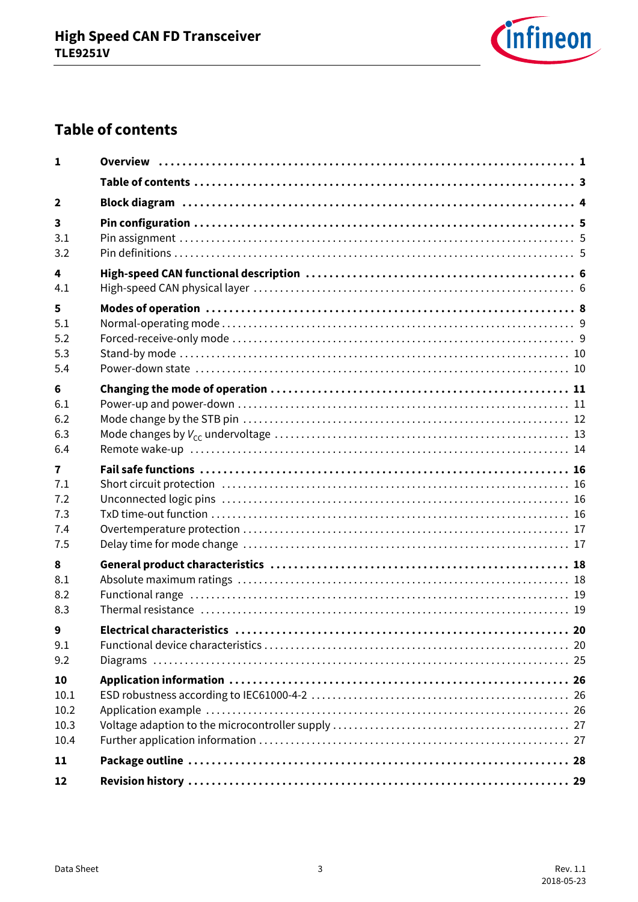## Table of contents

| | | |
|---|---|---|
| **1** | **Overview** | **1** |
| | **Table of contents** | **3** |
| **2** | **Block diagram** | **4** |
| **3** | **Pin configuration** | **5** |
| 3.1 | Pin assignment | 5 |
| 3.2 | Pin definitions | 5 |
| **4** | **High-speed CAN functional description** | **6** |
| 4.1 | High-speed CAN physical layer | 6 |
| **5** | **Modes of operation** | **8** |
| 5.1 | Normal-operating mode | 9 |
| 5.2 | Forced-receive-only mode | 9 |
| 5.3 | Stand-by mode | 10 |
| 5.4 | Power-down state | 10 |
| **6** | **Changing the mode of operation** | **11** |
| 6.1 | Power-up and power-down | 11 |
| 6.2 | Mode change by the STB pin | 12 |
| 6.3 | Mode changes by $V_{CC}$ undervoltage | 13 |
| 6.4 | Remote wake-up | 14 |
| **7** | **Fail safe functions** | **16** |
| 7.1 | Short circuit protection | 16 |
| 7.2 | Unconnected logic pins | 16 |
| 7.3 | TxD time-out function | 16 |
| 7.4 | Overtemperature protection | 17 |
| 7.5 | Delay time for mode change | 17 |
| **8** | **General product characteristics** | **18** |
| 8.1 | Absolute maximum ratings | 18 |
| 8.2 | Functional range | 19 |
| 8.3 | Thermal resistance | 19 |
| **9** | **Electrical characteristics** | **20** |
| 9.1 | Functional device characteristics | 20 |
| 9.2 | Diagrams | 25 |
| **10** | **Application information** | **26** |
| 10.1 | ESD robustness according to IEC61000-4-2 | 26 |
| 10.2 | Application example | 26 |
| 10.3 | Voltage adaption to the microcontroller supply | 27 |
| 10.4 | Further application information | 27 |
| **11** | **Package outline** | **28** |
| **12** | **Revision history** | **29** |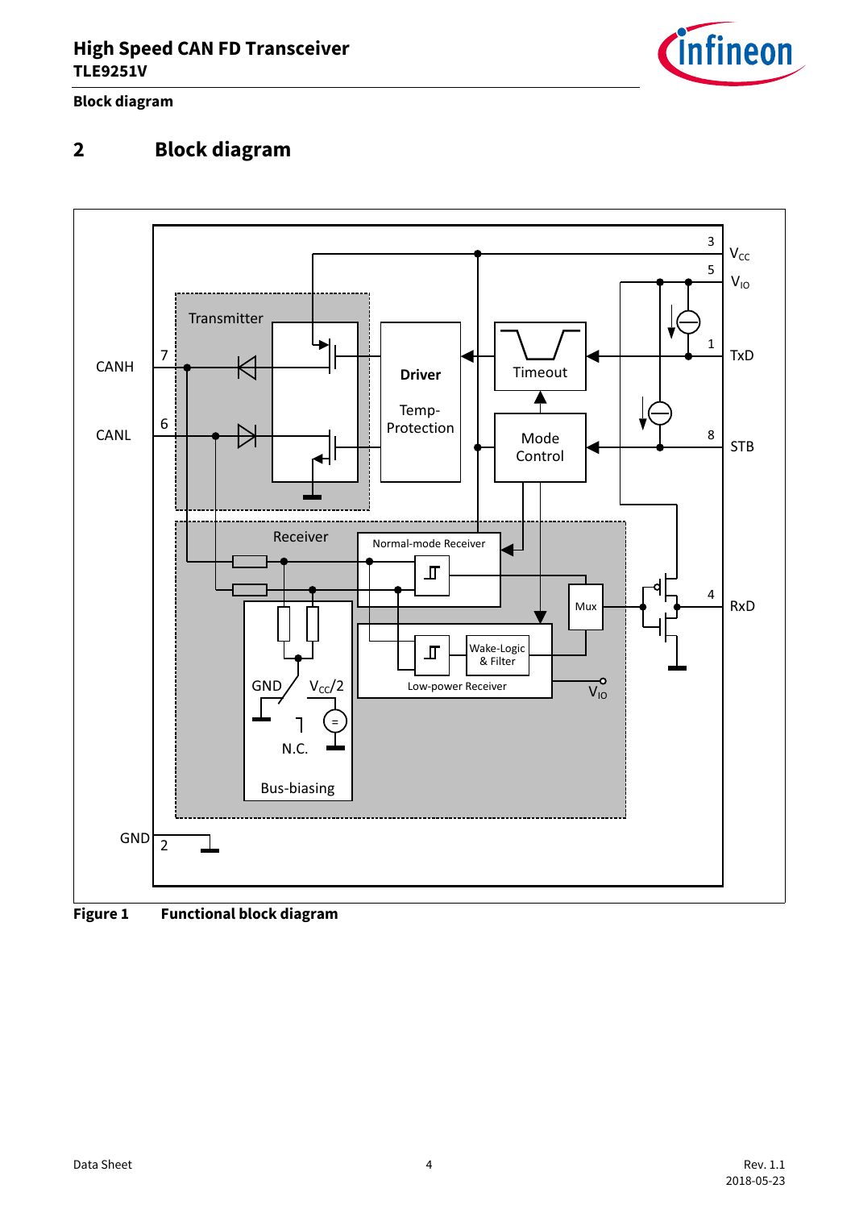## 2 Block diagram

3
$V_{CC}$
5
$V_{IO}$
Transmitter
Driver
Temp-Protection
Timeout
1
TxD
7
CANH
6
CANL
Mode Control
8
STB
Receiver
Normal-mode Receiver
Mux
4
RxD
Wake-Logic & Filter
Low-power Receiver
$V_{IO}$
GND
$V_{CC}/2$
N.C.
Bus-biasing
GND
2

**Figure 1 Functional block diagram**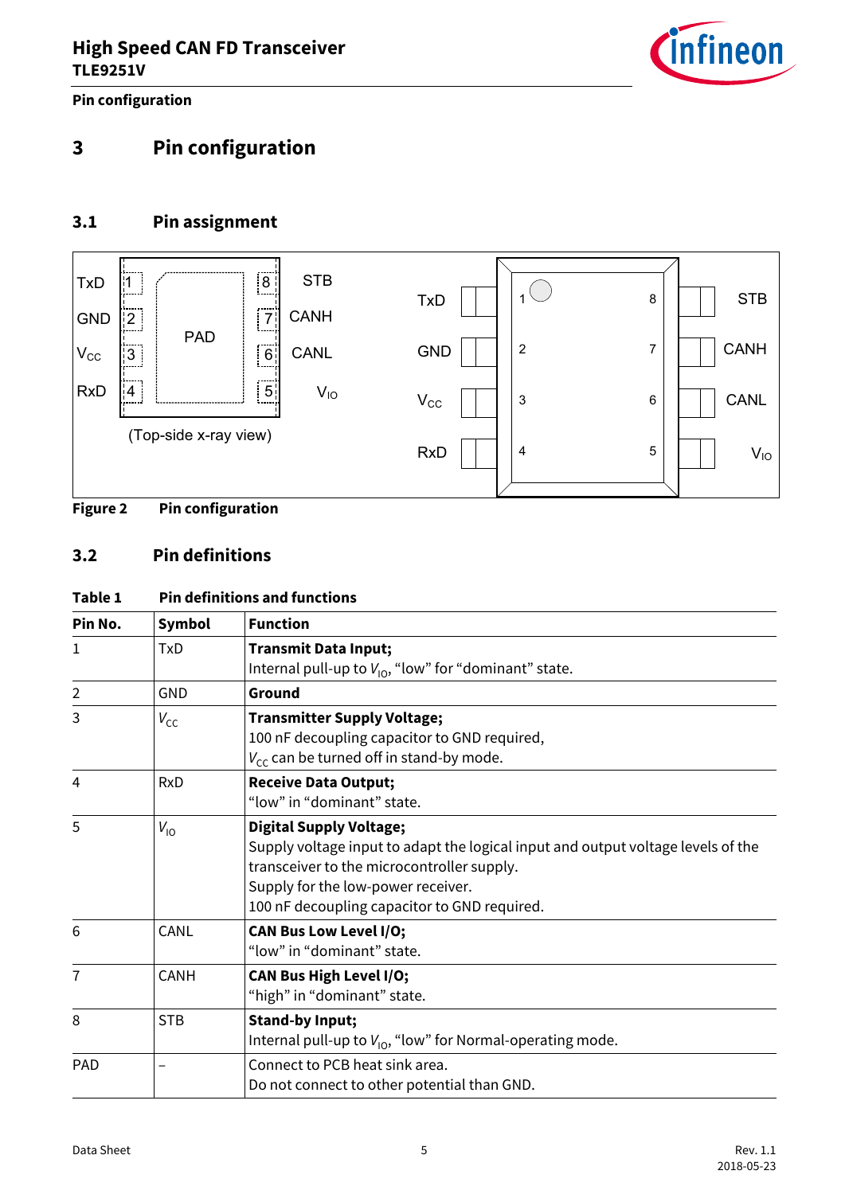# 3 Pin configuration

## 3.1 Pin assignment

TxD 1 8 STB
GND 2 7 CANH
$V_{CC}$ 3 6 CANL
RxD 4 5 $V_{IO}$
PAD
(Top-side x-ray view)

TxD 1 8 STB
GND 2 7 CANH
$V_{CC}$ 3 6 CANL
RxD 4 5 $V_{IO}$

**Figure 2 Pin configuration**

## 3.2 Pin definitions

**Table 1 Pin definitions and functions**

| Pin No. | Symbol | Function |
|---|---|---|
| 1 | TxD | **Transmit Data Input;**<br>Internal pull-up to $V_{IO}$, "low" for "dominant" state. |
| 2 | GND | **Ground** |
| 3 | $V_{CC}$ | **Transmitter Supply Voltage;**<br>100 nF decoupling capacitor to GND required,<br>$V_{CC}$ can be turned off in stand-by mode. |
| 4 | RxD | **Receive Data Output;**<br>"low" in "dominant" state. |
| 5 | $V_{IO}$ | **Digital Supply Voltage;**<br>Supply voltage input to adapt the logical input and output voltage levels of the transceiver to the microcontroller supply.<br>Supply for the low-power receiver.<br>100 nF decoupling capacitor to GND required. |
| 6 | CANL | **CAN Bus Low Level I/O;**<br>"low" in "dominant" state. |
| 7 | CANH | **CAN Bus High Level I/O;**<br>"high" in "dominant" state. |
| 8 | STB | **Stand-by Input;**<br>Internal pull-up to $V_{IO}$, "low" for Normal-operating mode. |
| PAD | – | Connect to PCB heat sink area.<br>Do not connect to other potential than GND. |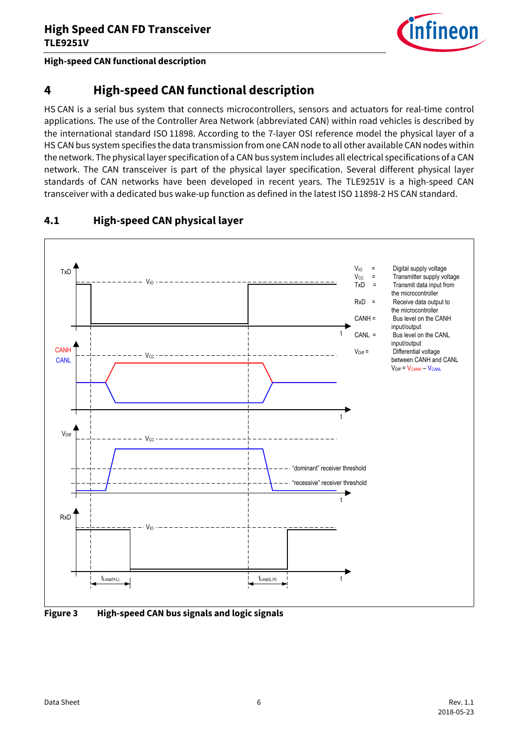# 4 High-speed CAN functional description

HS CAN is a serial bus system that connects microcontrollers, sensors and actuators for real-time control applications. The use of the Controller Area Network (abbreviated CAN) within road vehicles is described by the international standard ISO 11898. According to the 7-layer OSI reference model the physical layer of a HS CAN bus system specifies the data transmission from one CAN node to all other available CAN nodes within the network. The physical layer specification of a CAN bus system includes all electrical specifications of a CAN network. The CAN transceiver is part of the physical layer specification. Several different physical layer standards of CAN networks have been developed in recent years. The TLE9251V is a high-speed CAN transceiver with a dedicated bus wake-up function as defined in the latest ISO 11898-2 HS CAN standard.

## 4.1 High-speed CAN physical layer

TxD

$V_{IO}$

t

CANH

CANL

$V_{CC}$

t

$V_{Diff}$

$V_{CC}$

"dominant" receiver threshold

"recessive" receiver threshold

t

RxD

$V_{IO}$

$t_{Loop(H,L)}$

$t_{Loop(L,H)}$

t

$V_{IO}$ = Digital supply voltage
$V_{CC}$ = Transmitter supply voltage
TxD = Transmit data input from the microcontroller
RxD = Receive data output to the microcontroller
CANH = Bus level on the CANH input/output
CANL = Bus level on the CANL input/output
$V_{Diff}$ = Differential voltage between CANH and CANL
$V_{Diff} = V_{CANH} – V_{CANL}$

**Figure 3 High-speed CAN bus signals and logic signals**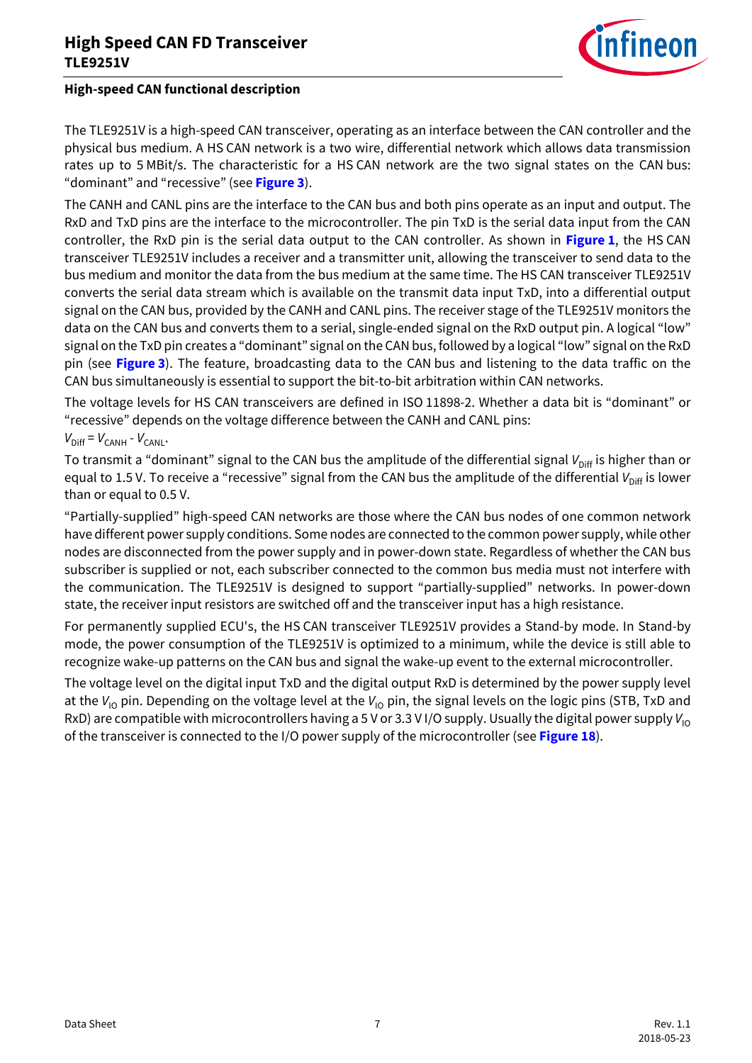## High-speed CAN functional description

The TLE9251V is a high-speed CAN transceiver, operating as an interface between the CAN controller and the physical bus medium. A HS CAN network is a two wire, differential network which allows data transmission rates up to 5 MBit/s. The characteristic for a HS CAN network are the two signal states on the CAN bus: "dominant" and "recessive" (see **Figure 3**).

The CANH and CANL pins are the interface to the CAN bus and both pins operate as an input and output. The RxD and TxD pins are the interface to the microcontroller. The pin TxD is the serial data input from the CAN controller, the RxD pin is the serial data output to the CAN controller. As shown in **Figure 1**, the HS CAN transceiver TLE9251V includes a receiver and a transmitter unit, allowing the transceiver to send data to the bus medium and monitor the data from the bus medium at the same time. The HS CAN transceiver TLE9251V converts the serial data stream which is available on the transmit data input TxD, into a differential output signal on the CAN bus, provided by the CANH and CANL pins. The receiver stage of the TLE9251V monitors the data on the CAN bus and converts them to a serial, single-ended signal on the RxD output pin. A logical "low" signal on the TxD pin creates a "dominant" signal on the CAN bus, followed by a logical "low" signal on the RxD pin (see **Figure 3**). The feature, broadcasting data to the CAN bus and listening to the data traffic on the CAN bus simultaneously is essential to support the bit-to-bit arbitration within CAN networks.

The voltage levels for HS CAN transceivers are defined in ISO 11898-2. Whether a data bit is "dominant" or "recessive" depends on the voltage difference between the CANH and CANL pins:

$V_{Diff} = V_{CANH} - V_{CANL}$.

To transmit a "dominant" signal to the CAN bus the amplitude of the differential signal $V_{Diff}$ is higher than or equal to 1.5 V. To receive a "recessive" signal from the CAN bus the amplitude of the differential $V_{Diff}$ is lower than or equal to 0.5 V.

"Partially-supplied" high-speed CAN networks are those where the CAN bus nodes of one common network have different power supply conditions. Some nodes are connected to the common power supply, while other nodes are disconnected from the power supply and in power-down state. Regardless of whether the CAN bus subscriber is supplied or not, each subscriber connected to the common bus media must not interfere with the communication. The TLE9251V is designed to support "partially-supplied" networks. In power-down state, the receiver input resistors are switched off and the transceiver input has a high resistance.

For permanently supplied ECU's, the HS CAN transceiver TLE9251V provides a Stand-by mode. In Stand-by mode, the power consumption of the TLE9251V is optimized to a minimum, while the device is still able to recognize wake-up patterns on the CAN bus and signal the wake-up event to the external microcontroller.

The voltage level on the digital input TxD and the digital output RxD is determined by the power supply level at the $V_{IO}$ pin. Depending on the voltage level at the $V_{IO}$ pin, the signal levels on the logic pins (STB, TxD and RxD) are compatible with microcontrollers having a 5 V or 3.3 V I/O supply. Usually the digital power supply $V_{IO}$ of the transceiver is connected to the I/O power supply of the microcontroller (see **Figure 18**).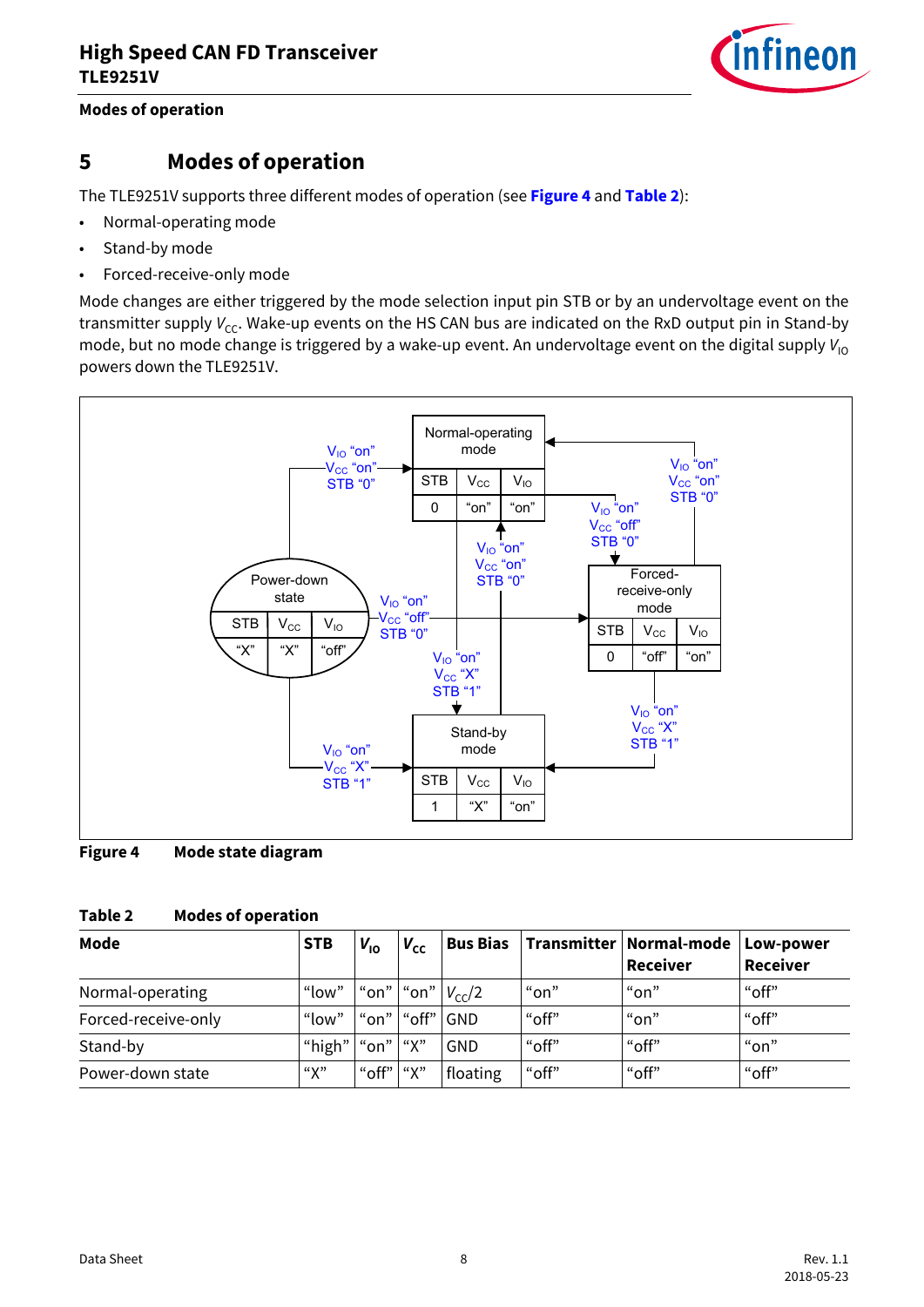# 5 Modes of operation

The TLE9251V supports three different modes of operation (see **Figure 4** and **Table 2**):

- Normal-operating mode
- Stand-by mode
- Forced-receive-only mode

Mode changes are either triggered by the mode selection input pin STB or by an undervoltage event on the transmitter supply $V_{CC}$. Wake-up events on the HS CAN bus are indicated on the RxD output pin in Stand-by mode, but no mode change is triggered by a wake-up event. An undervoltage event on the digital supply $V_{IO}$ powers down the TLE9251V.

Normal-operating mode
STB | $V_{CC}$ | $V_{IO}$
0 | "on" | "on"

Forced-receive-only mode
STB | $V_{CC}$ | $V_{IO}$
0 | "off" | "on"

Stand-by mode
STB | $V_{CC}$ | $V_{IO}$
1 | "X" | "on"

Power-down state
STB | $V_{CC}$ | $V_{IO}$
"X" | "X" | "off"

$V_{IO}$ "on" $V_{CC}$ "on" STB "0"
$V_{IO}$ "on" $V_{CC}$ "off" STB "0"
$V_{IO}$ "on" $V_{CC}$ "X" STB "1"

**Figure 4 Mode state diagram**

**Table 2 Modes of operation**

| Mode | STB | $V_{IO}$ | $V_{CC}$ | Bus Bias | Transmitter | Normal-mode Receiver | Low-power Receiver |
|---|---|---|---|---|---|---|---|
| Normal-operating | "low" | "on" | "on" | $V_{CC}/2$ | "on" | "on" | "off" |
| Forced-receive-only | "low" | "on" | "off" | GND | "off" | "on" | "off" |
| Stand-by | "high" | "on" | "X" | GND | "off" | "off" | "on" |
| Power-down state | "X" | "off" | "X" | floating | "off" | "off" | "off" |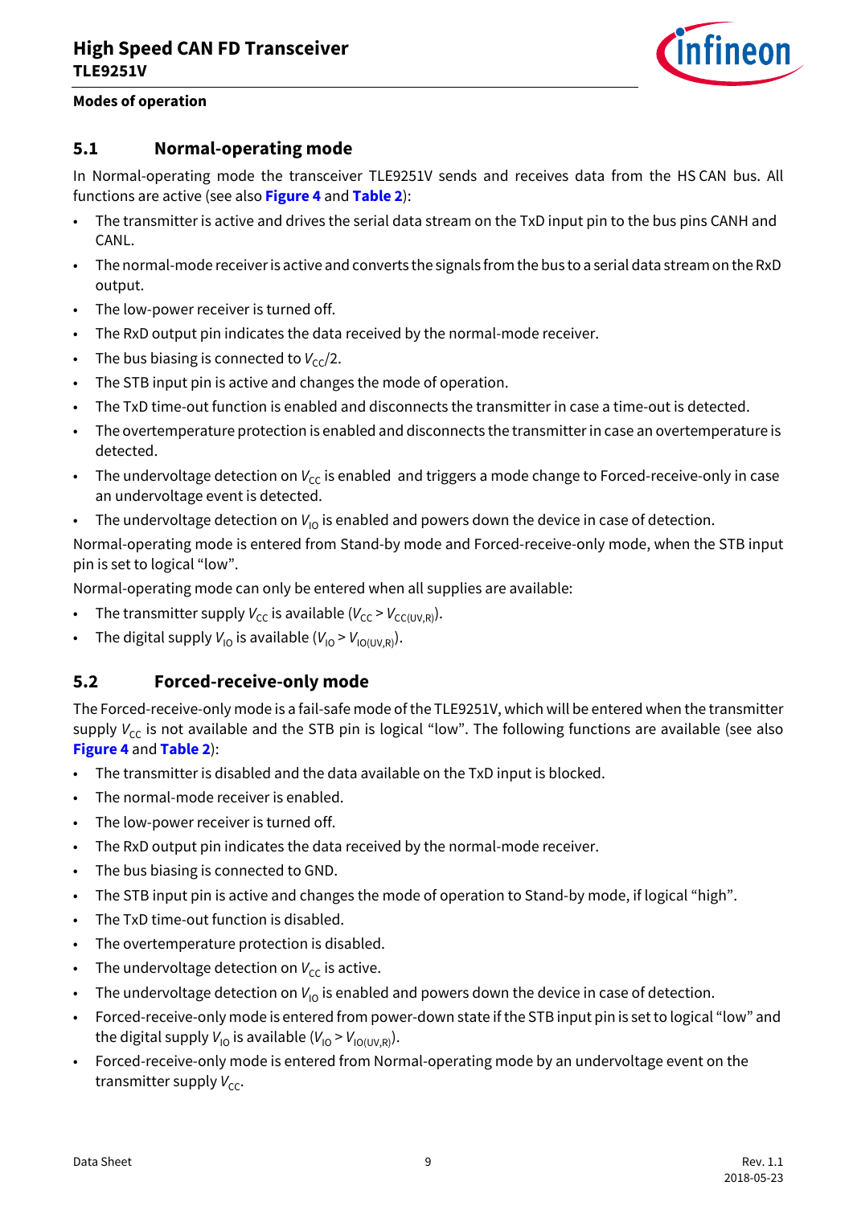## 5.1 Normal-operating mode

In Normal-operating mode the transceiver TLE9251V sends and receives data from the HS CAN bus. All functions are active (see also **Figure 4** and **Table 2**):

- The transmitter is active and drives the serial data stream on the TxD input pin to the bus pins CANH and CANL.
- The normal-mode receiver is active and converts the signals from the bus to a serial data stream on the RxD output.
- The low-power receiver is turned off.
- The RxD output pin indicates the data received by the normal-mode receiver.
- The bus biasing is connected to $V_{CC}/2$.
- The STB input pin is active and changes the mode of operation.
- The TxD time-out function is enabled and disconnects the transmitter in case a time-out is detected.
- The overtemperature protection is enabled and disconnects the transmitter in case an overtemperature is detected.
- The undervoltage detection on $V_{CC}$ is enabled and triggers a mode change to Forced-receive-only in case an undervoltage event is detected.
- The undervoltage detection on $V_{IO}$ is enabled and powers down the device in case of detection.

Normal-operating mode is entered from Stand-by mode and Forced-receive-only mode, when the STB input pin is set to logical "low".

Normal-operating mode can only be entered when all supplies are available:

- The transmitter supply $V_{CC}$ is available ($V_{CC} > V_{CC(UV,R)}$).
- The digital supply $V_{IO}$ is available ($V_{IO} > V_{IO(UV,R)}$).

## 5.2 Forced-receive-only mode

The Forced-receive-only mode is a fail-safe mode of the TLE9251V, which will be entered when the transmitter supply $V_{CC}$ is not available and the STB pin is logical "low". The following functions are available (see also **Figure 4** and **Table 2**):

- The transmitter is disabled and the data available on the TxD input is blocked.
- The normal-mode receiver is enabled.
- The low-power receiver is turned off.
- The RxD output pin indicates the data received by the normal-mode receiver.
- The bus biasing is connected to GND.
- The STB input pin is active and changes the mode of operation to Stand-by mode, if logical "high".
- The TxD time-out function is disabled.
- The overtemperature protection is disabled.
- The undervoltage detection on $V_{CC}$ is active.
- The undervoltage detection on $V_{IO}$ is enabled and powers down the device in case of detection.
- Forced-receive-only mode is entered from power-down state if the STB input pin is set to logical "low" and the digital supply $V_{IO}$ is available ($V_{IO} > V_{IO(UV,R)}$).
- Forced-receive-only mode is entered from Normal-operating mode by an undervoltage event on the transmitter supply $V_{CC}$.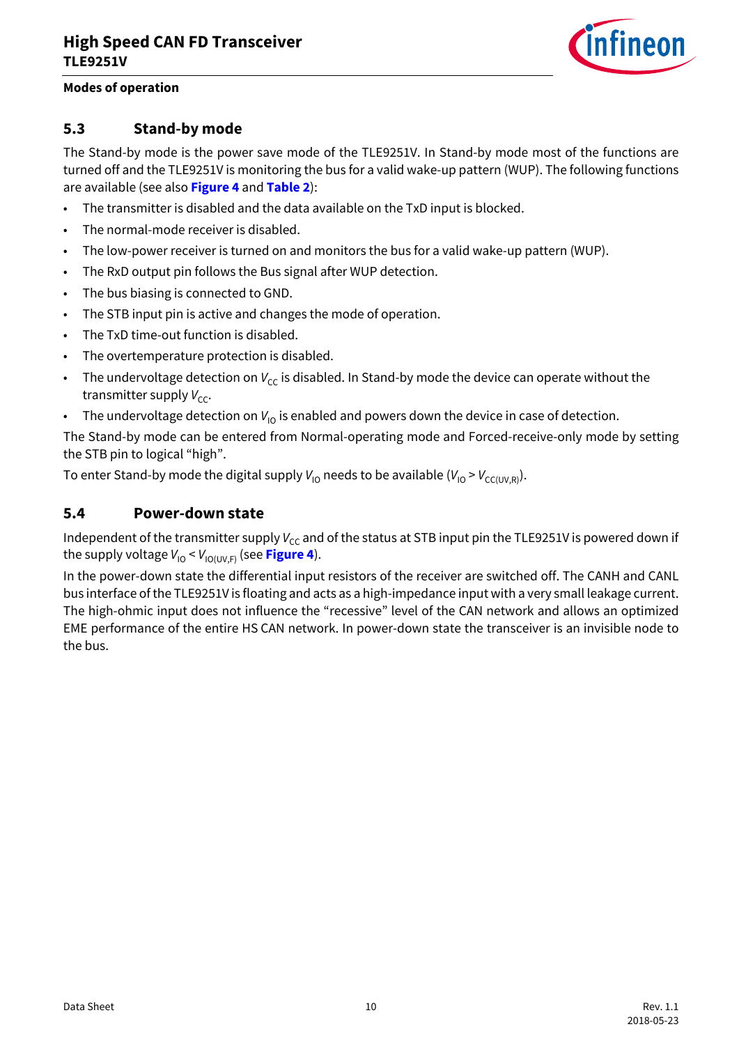## 5.3 Stand-by mode

The Stand-by mode is the power save mode of the TLE9251V. In Stand-by mode most of the functions are turned off and the TLE9251V is monitoring the bus for a valid wake-up pattern (WUP). The following functions are available (see also **Figure 4** and **Table 2**):

- The transmitter is disabled and the data available on the TxD input is blocked.
- The normal-mode receiver is disabled.
- The low-power receiver is turned on and monitors the bus for a valid wake-up pattern (WUP).
- The RxD output pin follows the Bus signal after WUP detection.
- The bus biasing is connected to GND.
- The STB input pin is active and changes the mode of operation.
- The TxD time-out function is disabled.
- The overtemperature protection is disabled.
- The undervoltage detection on $V_{CC}$ is disabled. In Stand-by mode the device can operate without the transmitter supply $V_{CC}$.
- The undervoltage detection on $V_{IO}$ is enabled and powers down the device in case of detection.

The Stand-by mode can be entered from Normal-operating mode and Forced-receive-only mode by setting the STB pin to logical "high".

To enter Stand-by mode the digital supply $V_{IO}$ needs to be available ($V_{IO} > V_{CC(UV,R)}$).

## 5.4 Power-down state

Independent of the transmitter supply $V_{CC}$ and of the status at STB input pin the TLE9251V is powered down if the supply voltage $V_{IO} < V_{IO(UV,F)}$ (see **Figure 4**).

In the power-down state the differential input resistors of the receiver are switched off. The CANH and CANL bus interface of the TLE9251V is floating and acts as a high-impedance input with a very small leakage current. The high-ohmic input does not influence the "recessive" level of the CAN network and allows an optimized EME performance of the entire HS CAN network. In power-down state the transceiver is an invisible node to the bus.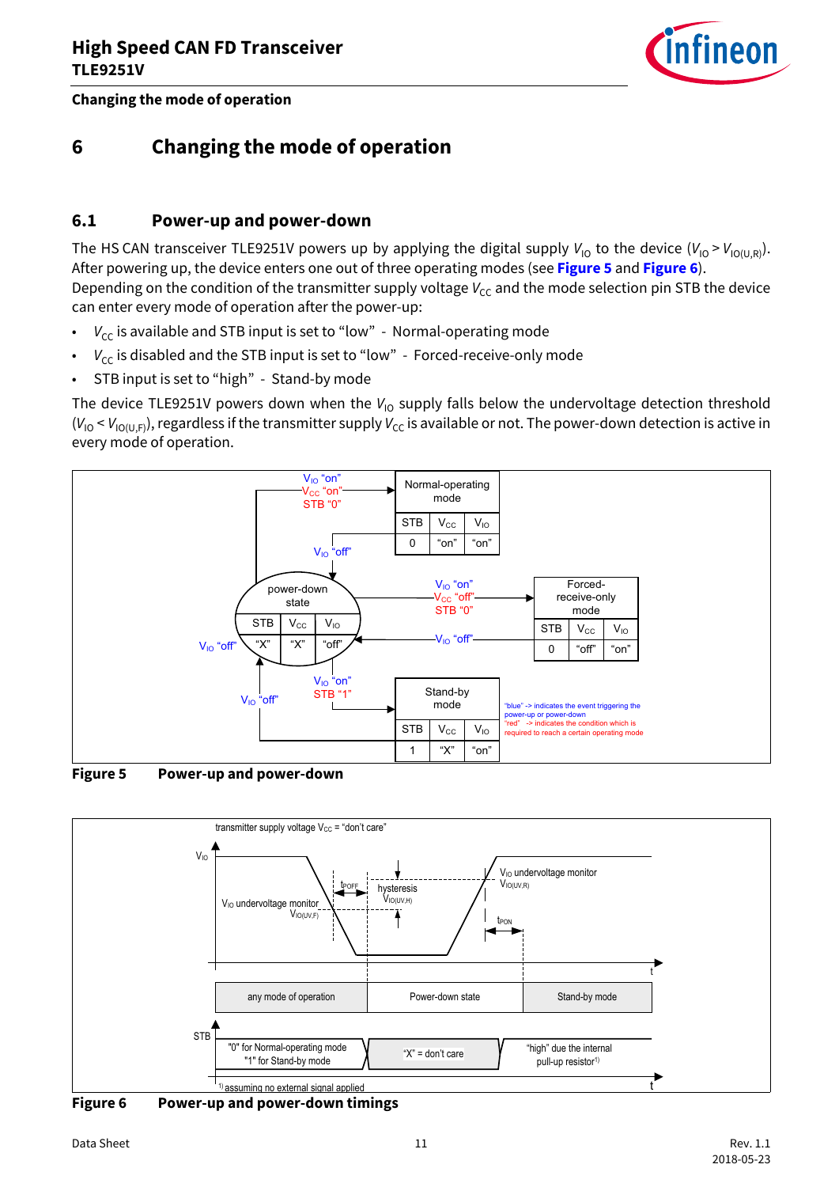# 6 Changing the mode of operation

## 6.1 Power-up and power-down

The HS CAN transceiver TLE9251V powers up by applying the digital supply $V_{IO}$ to the device ($V_{IO} > V_{IO(U,R)}$). After powering up, the device enters one out of three operating modes (see **Figure 5** and **Figure 6**). Depending on the condition of the transmitter supply voltage $V_{CC}$ and the mode selection pin STB the device can enter every mode of operation after the power-up:

- $V_{CC}$ is available and STB input is set to "low" - Normal-operating mode
- $V_{CC}$ is disabled and the STB input is set to "low" - Forced-receive-only mode
- STB input is set to "high" - Stand-by mode

The device TLE9251V powers down when the $V_{IO}$ supply falls below the undervoltage detection threshold ($V_{IO} < V_{IO(U,F)}$), regardless if the transmitter supply $V_{CC}$ is available or not. The power-down detection is active in every mode of operation.

$V_{IO}$ "on"
$V_{CC}$ "on"
STB "0"

Normal-operating mode

| STB | $V_{CC}$ | $V_{IO}$ |
|---|---|---|
| 0 | "on" | "on" |

$V_{IO}$ "off"

power-down state

| STB | $V_{CC}$ | $V_{IO}$ |
|---|---|---|
| "X" | "X" | "off" |

$V_{IO}$ "on"
$V_{CC}$ "off"
STB "0"

Forced-receive-only mode

| STB | $V_{CC}$ | $V_{IO}$ |
|---|---|---|
| 0 | "off" | "on" |

$V_{IO}$ "off"

$V_{IO}$ "off"

$V_{IO}$ "on"
STB "1"

$V_{IO}$ "off"

Stand-by mode

| STB | $V_{CC}$ | $V_{IO}$ |
|---|---|---|
| 1 | "X" | "on" |

"blue" -> indicates the event triggering the power-up or power-down
"red" -> indicates the condition which is required to reach a certain operating mode

**Figure 5 Power-up and power-down**

transmitter supply voltage $V_{CC}$ = "don't care"

$V_{IO}$

$V_{IO}$ undervoltage monitor $V_{IO(UV,F)}$

$t_{POFF}$

hysteresis $V_{IO(UV,H)}$

$V_{IO}$ undervoltage monitor $V_{IO(UV,R)}$

$t_{PON}$

t

any mode of operation | Power-down state | Stand-by mode

STB

"0" for Normal-operating mode
"1" for Stand-by mode

"X" = don't care

"high" due the internal pull-up resistor[1)]

t

[1)] assuming no external signal applied

**Figure 6 Power-up and power-down timings**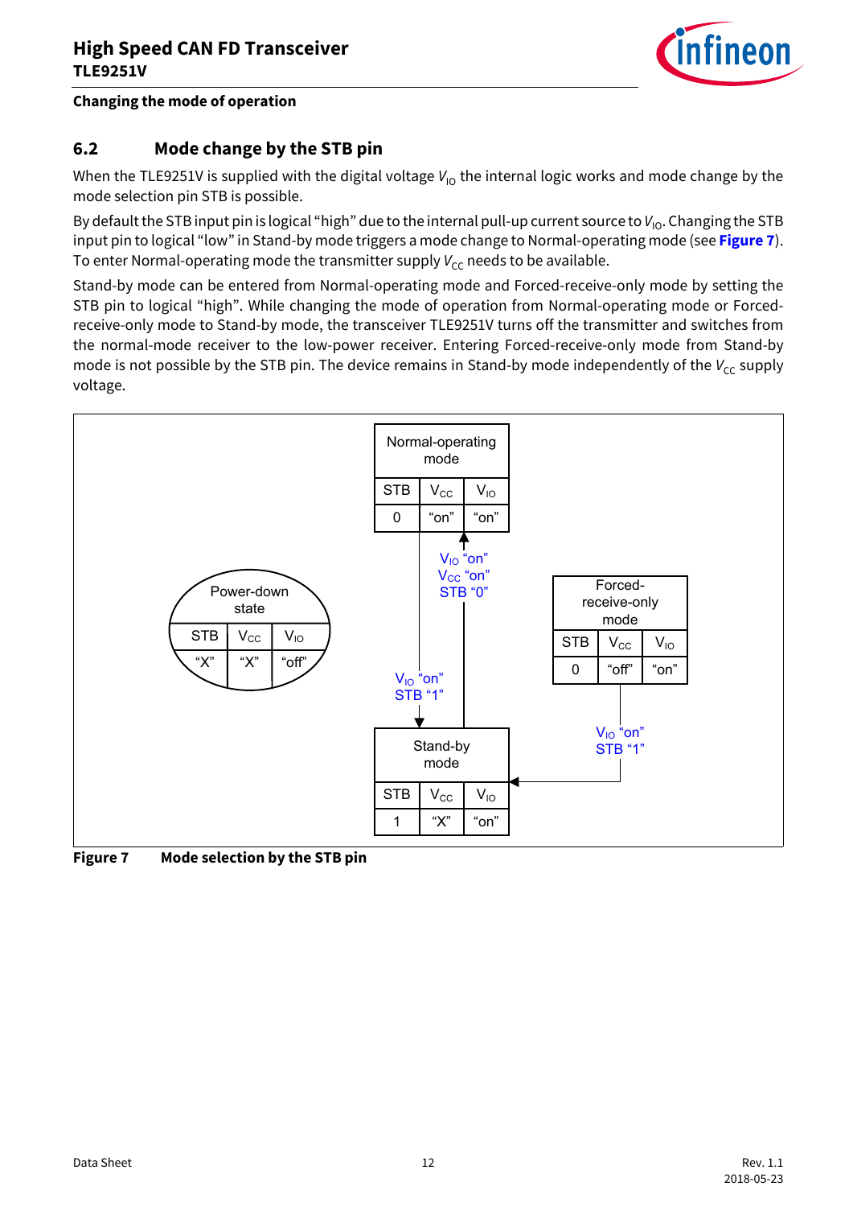## 6.2 Mode change by the STB pin

When the TLE9251V is supplied with the digital voltage $V_{IO}$ the internal logic works and mode change by the mode selection pin STB is possible.

By default the STB input pin is logical "high" due to the internal pull-up current source to $V_{IO}$. Changing the STB input pin to logical "low" in Stand-by mode triggers a mode change to Normal-operating mode (see **Figure 7**). To enter Normal-operating mode the transmitter supply $V_{CC}$ needs to be available.

Stand-by mode can be entered from Normal-operating mode and Forced-receive-only mode by setting the STB pin to logical "high". While changing the mode of operation from Normal-operating mode or Forced-receive-only mode to Stand-by mode, the transceiver TLE9251V turns off the transmitter and switches from the normal-mode receiver to the low-power receiver. Entering Forced-receive-only mode from Stand-by mode is not possible by the STB pin. The device remains in Stand-by mode independently of the $V_{CC}$ supply voltage.

Normal-operating mode
STB | $V_{CC}$ | $V_{IO}$
0 | "on" | "on"

Power-down state
STB | $V_{CC}$ | $V_{IO}$
"X" | "X" | "off"

Forced-receive-only mode
STB | $V_{CC}$ | $V_{IO}$
0 | "off" | "on"

Stand-by mode
STB | $V_{CC}$ | $V_{IO}$
1 | "X" | "on"

$V_{IO}$ "on"
$V_{CC}$ "on"
STB "0"

$V_{IO}$ "on"
STB "1"

$V_{IO}$ "on"
STB "1"

**Figure 7 Mode selection by the STB pin**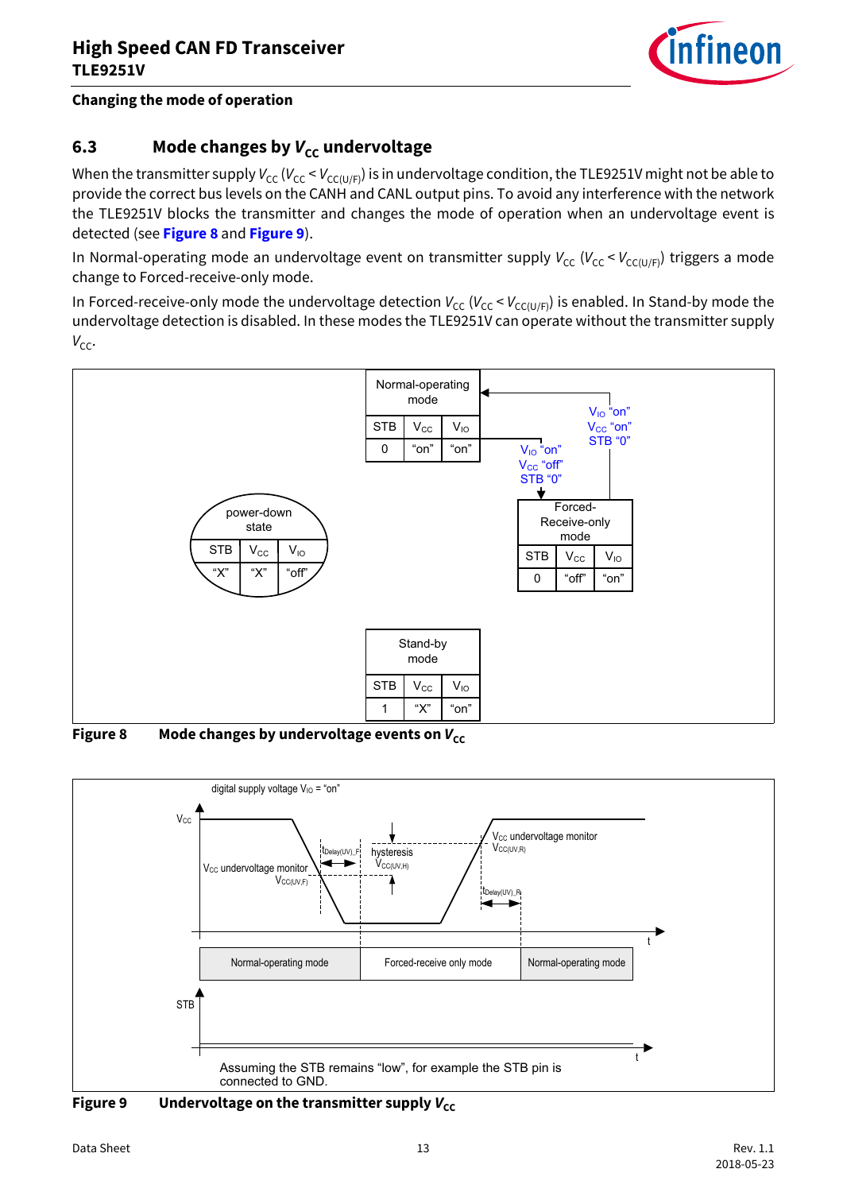## 6.3 Mode changes by $V_{CC}$ undervoltage

When the transmitter supply $V_{CC}$ ($V_{CC} < V_{CC(U/F)}$) is in undervoltage condition, the TLE9251V might not be able to provide the correct bus levels on the CANH and CANL output pins. To avoid any interference with the network the TLE9251V blocks the transmitter and changes the mode of operation when an undervoltage event is detected (see **Figure 8** and **Figure 9**).

In Normal-operating mode an undervoltage event on transmitter supply $V_{CC}$ ($V_{CC} < V_{CC(U/F)}$) triggers a mode change to Forced-receive-only mode.

In Forced-receive-only mode the undervoltage detection $V_{CC}$ ($V_{CC} < V_{CC(U/F)}$) is enabled. In Stand-by mode the undervoltage detection is disabled. In these modes the TLE9251V can operate without the transmitter supply $V_{CC}$.

Normal-operating mode

| STB | $V_{CC}$ | $V_{IO}$ |
|---|---|---|
| 0 | "on" | "on" |

power-down state

| STB | $V_{CC}$ | $V_{IO}$ |
|---|---|---|
| "X" | "X" | "off" |

Forced-Receive-only mode

| STB | $V_{CC}$ | $V_{IO}$ |
|---|---|---|
| 0 | "off" | "on" |

Stand-by mode

| STB | $V_{CC}$ | $V_{IO}$ |
|---|---|---|
| 1 | "X" | "on" |

$V_{IO}$ "on"
$V_{CC}$ "on"
STB "0"

$V_{IO}$ "on"
$V_{CC}$ "off"
STB "0"

**Figure 8 Mode changes by undervoltage events on $V_{CC}$**

digital supply voltage $V_{IO}$ = "on"
$V_{CC}$
$V_{CC}$ undervoltage monitor $V_{CC(UV,F)}$
$t_{Delay(UV)\_F}$
hysteresis $V_{CC(UV,H)}$
$V_{CC}$ undervoltage monitor $V_{CC(UV,R)}$
$t_{Delay(UV)\_R}$
t
Normal-operating mode
Forced-receive only mode
Normal-operating mode
STB
t
Assuming the STB remains "low", for example the STB pin is connected to GND.

**Figure 9 Undervoltage on the transmitter supply $V_{CC}$**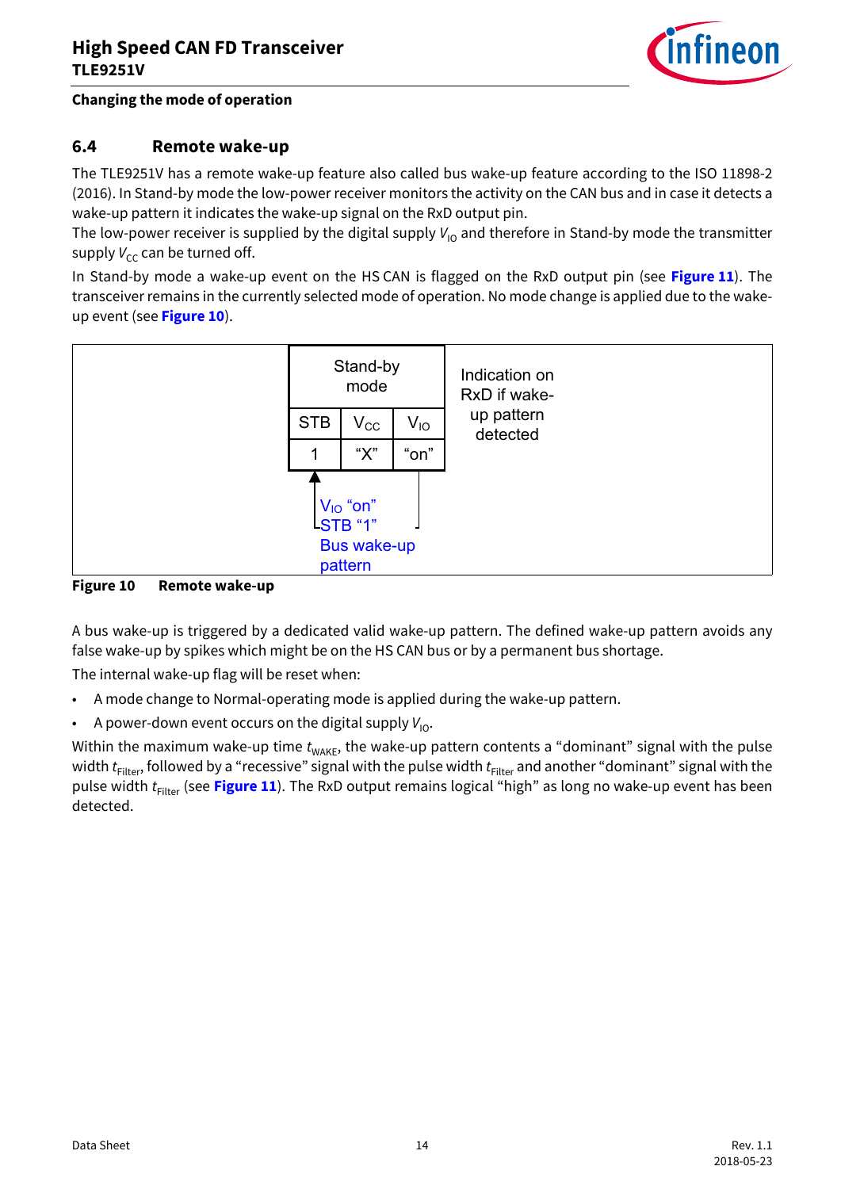## 6.4 Remote wake-up

The TLE9251V has a remote wake-up feature also called bus wake-up feature according to the ISO 11898-2 (2016). In Stand-by mode the low-power receiver monitors the activity on the CAN bus and in case it detects a wake-up pattern it indicates the wake-up signal on the RxD output pin.

The low-power receiver is supplied by the digital supply $V_{IO}$ and therefore in Stand-by mode the transmitter supply $V_{CC}$ can be turned off.

In Stand-by mode a wake-up event on the HS CAN is flagged on the RxD output pin (see **Figure 11**). The transceiver remains in the currently selected mode of operation. No mode change is applied due to the wake-up event (see **Figure 10**).

| Stand-by mode | | |
|---|---|---|
| STB | $V_{CC}$ | $V_{IO}$ |
| 1 | "X" | "on" |

Indication on RxD if wake-up pattern detected

$V_{IO}$ "on"
STB "1"
Bus wake-up pattern

**Figure 10 Remote wake-up**

A bus wake-up is triggered by a dedicated valid wake-up pattern. The defined wake-up pattern avoids any false wake-up by spikes which might be on the HS CAN bus or by a permanent bus shortage.

The internal wake-up flag will be reset when:

- A mode change to Normal-operating mode is applied during the wake-up pattern.
- A power-down event occurs on the digital supply $V_{IO}$.

Within the maximum wake-up time $t_{WAKE}$, the wake-up pattern contents a "dominant" signal with the pulse width $t_{Filter}$, followed by a "recessive" signal with the pulse width $t_{Filter}$ and another "dominant" signal with the pulse width $t_{Filter}$ (see **Figure 11**). The RxD output remains logical "high" as long no wake-up event has been detected.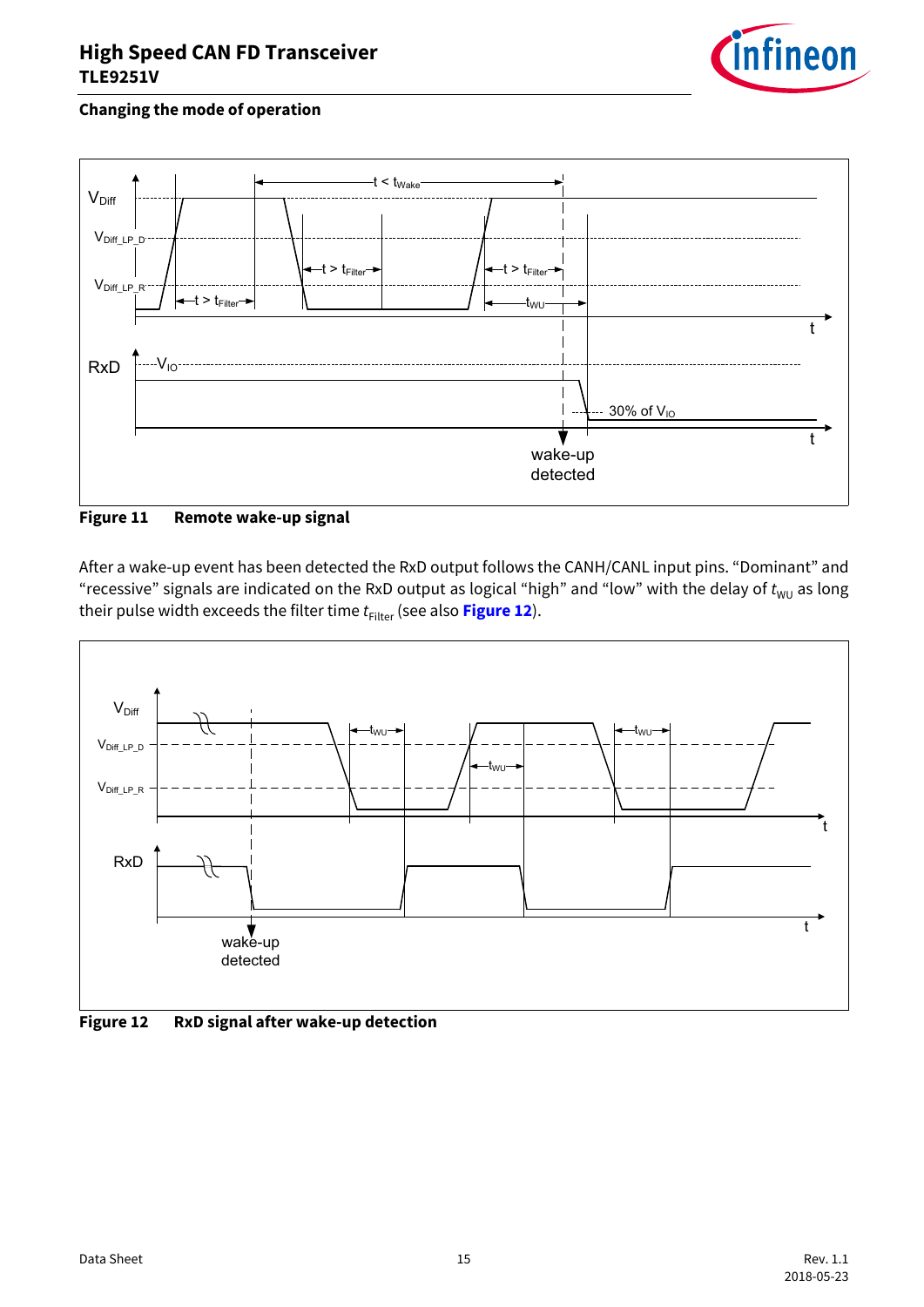Changing the mode of operation

V_Diff
V_Diff_LP_D
V_Diff_LP_R
t < t_Wake
t > t_Filter
t > t_Filter
t > t_Filter
t_WU
t
RxD
V_IO
30% of V_IO
t
wake-up
detected

**Figure 11 Remote wake-up signal**

After a wake-up event has been detected the RxD output follows the CANH/CANL input pins. “Dominant” and “recessive” signals are indicated on the RxD output as logical “high” and “low” with the delay of $t_{WU}$ as long their pulse width exceeds the filter time $t_{Filter}$ (see also **Figure 12**).

V_Diff
V_Diff_LP_D
V_Diff_LP_R
t_WU
t_WU
t_WU
t
RxD
t
wake-up
detected

**Figure 12 RxD signal after wake-up detection**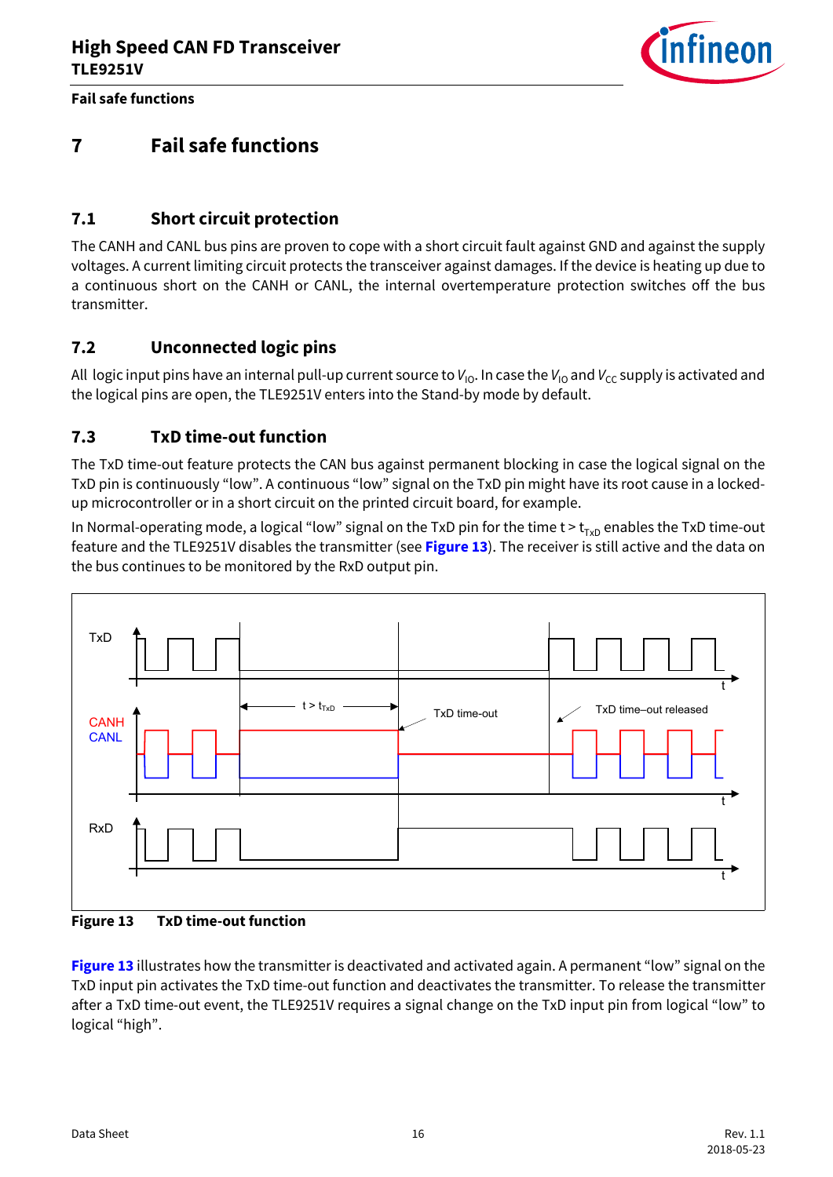# 7 Fail safe functions

## 7.1 Short circuit protection

The CANH and CANL bus pins are proven to cope with a short circuit fault against GND and against the supply voltages. A current limiting circuit protects the transceiver against damages. If the device is heating up due to a continuous short on the CANH or CANL, the internal overtemperature protection switches off the bus transmitter.

## 7.2 Unconnected logic pins

All logic input pins have an internal pull-up current source to $V_{IO}$. In case the $V_{IO}$ and $V_{CC}$ supply is activated and the logical pins are open, the TLE9251V enters into the Stand-by mode by default.

## 7.3 TxD time-out function

The TxD time-out feature protects the CAN bus against permanent blocking in case the logical signal on the TxD pin is continuously "low". A continuous "low" signal on the TxD pin might have its root cause in a locked-up microcontroller or in a short circuit on the printed circuit board, for example.

In Normal-operating mode, a logical "low" signal on the TxD pin for the time $t > t_{TxD}$ enables the TxD time-out feature and the TLE9251V disables the transmitter (see **Figure 13**). The receiver is still active and the data on the bus continues to be monitored by the RxD output pin.

TxD
CANH
CANL
RxD
t > $t_{TxD}$
TxD time-out
TxD time–out released
t

**Figure 13 TxD time-out function**

**Figure 13** illustrates how the transmitter is deactivated and activated again. A permanent "low" signal on the TxD input pin activates the TxD time-out function and deactivates the transmitter. To release the transmitter after a TxD time-out event, the TLE9251V requires a signal change on the TxD input pin from logical "low" to logical "high".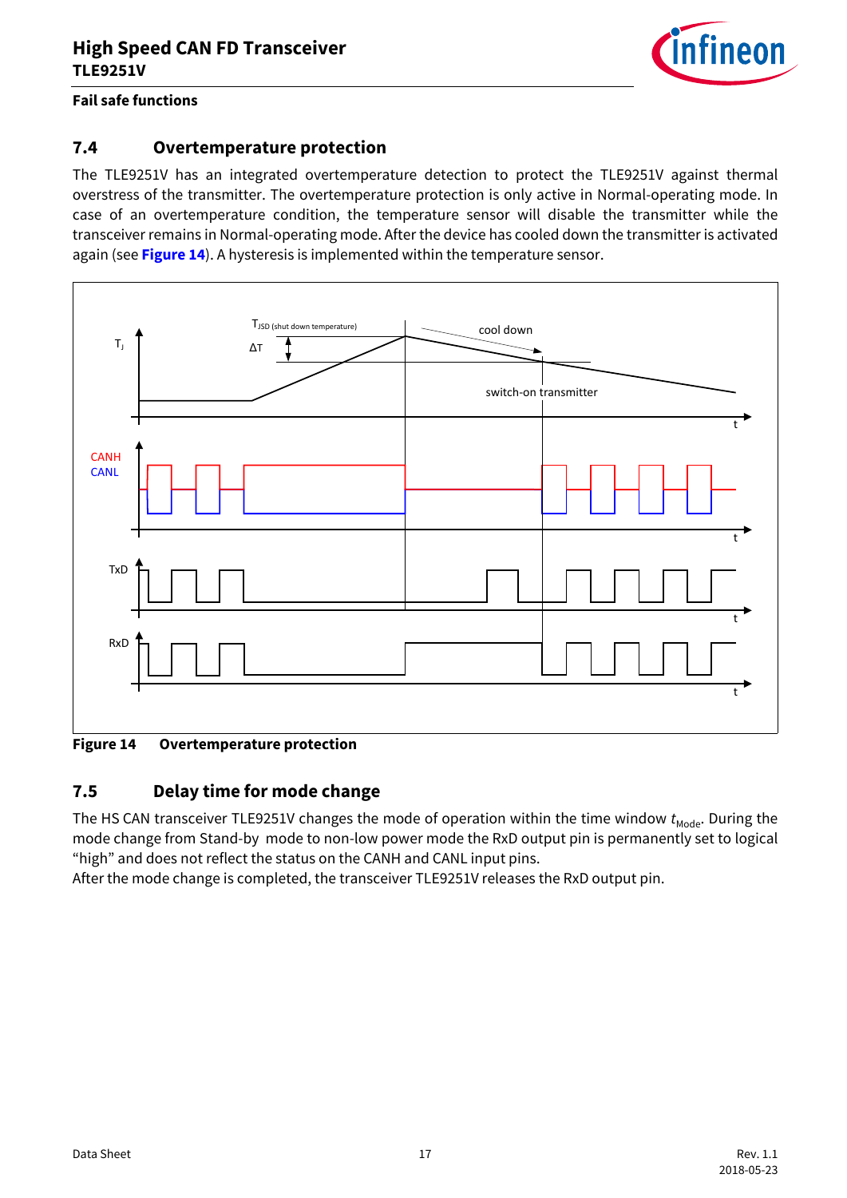## 7.4 Overtemperature protection

The TLE9251V has an integrated overtemperature detection to protect the TLE9251V against thermal overstress of the transmitter. The overtemperature protection is only active in Normal-operating mode. In case of an overtemperature condition, the temperature sensor will disable the transmitter while the transceiver remains in Normal-operating mode. After the device has cooled down the transmitter is activated again (see **Figure 14**). A hysteresis is implemented within the temperature sensor.

$T_{JSD}$ (shut down temperature)

$T_J$

ΔT

cool down

switch-on transmitter

t

CANH

CANL

t

TxD

t

RxD

t

**Figure 14 Overtemperature protection**

## 7.5 Delay time for mode change

The HS CAN transceiver TLE9251V changes the mode of operation within the time window $t_{Mode}$. During the mode change from Stand-by mode to non-low power mode the RxD output pin is permanently set to logical "high" and does not reflect the status on the CANH and CANL input pins.

After the mode change is completed, the transceiver TLE9251V releases the RxD output pin.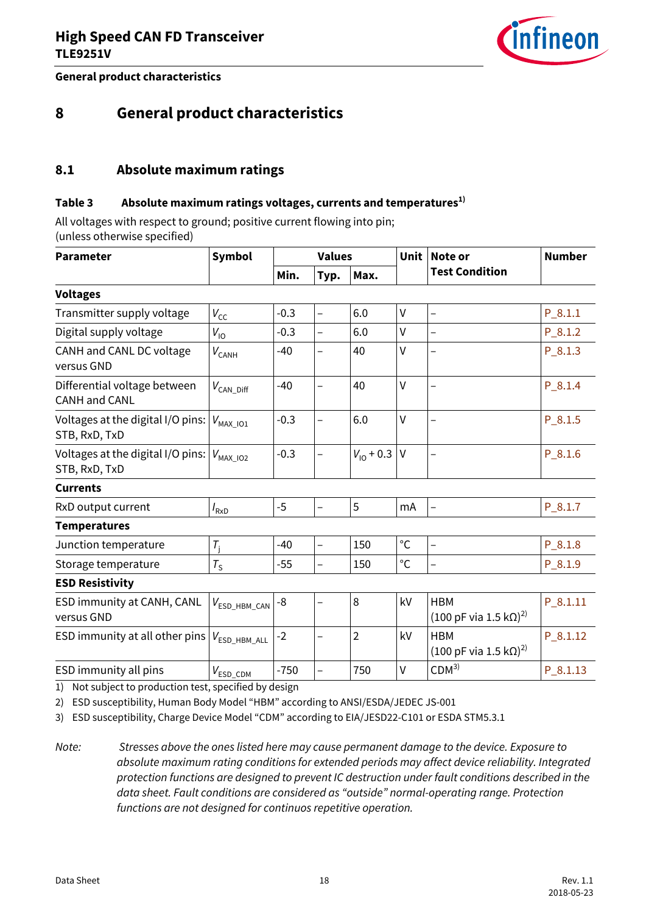# 8 General product characteristics

## 8.1 Absolute maximum ratings

**Table 3 Absolute maximum ratings voltages, currents and temperatures**[1]

All voltages with respect to ground; positive current flowing into pin;
(unless otherwise specified)

| Parameter | Symbol | Values | | | Unit | Note or Test Condition | Number |
|---|---|---|---|---|---|---|---|
| | | Min. | Typ. | Max. | | | |
| **Voltages** | | | | | | | |
| Transmitter supply voltage | $V_{CC}$ | -0.3 | – | 6.0 | V | – | P_8.1.1 |
| Digital supply voltage | $V_{IO}$ | -0.3 | – | 6.0 | V | – | P_8.1.2 |
| CANH and CANL DC voltage versus GND | $V_{CANH}$ | -40 | – | 40 | V | – | P_8.1.3 |
| Differential voltage between CANH and CANL | $V_{CAN\_Diff}$ | -40 | – | 40 | V | – | P_8.1.4 |
| Voltages at the digital I/O pins: STB, RxD, TxD | $V_{MAX\_IO1}$ | -0.3 | – | 6.0 | V | – | P_8.1.5 |
| Voltages at the digital I/O pins: STB, RxD, TxD | $V_{MAX\_IO2}$ | -0.3 | – | $V_{IO} + 0.3$ | V | – | P_8.1.6 |
| **Currents** | | | | | | | |
| RxD output current | $I_{RxD}$ | -5 | – | 5 | mA | – | P_8.1.7 |
| **Temperatures** | | | | | | | |
| Junction temperature | $T_j$ | -40 | – | 150 | °C | – | P_8.1.8 |
| Storage temperature | $T_S$ | -55 | – | 150 | °C | – | P_8.1.9 |
| **ESD Resistivity** | | | | | | | |
| ESD immunity at CANH, CANL versus GND | $V_{ESD\_HBM\_CAN}$ | -8 | – | 8 | kV | HBM (100 pF via 1.5 kΩ)[2] | P_8.1.11 |
| ESD immunity at all other pins | $V_{ESD\_HBM\_ALL}$ | -2 | – | 2 | kV | HBM (100 pF via 1.5 kΩ)[2] | P_8.1.12 |
| ESD immunity all pins | $V_{ESD\_CDM}$ | -750 | – | 750 | V | CDM[3] | P_8.1.13 |

1) Not subject to production test, specified by design

2) ESD susceptibility, Human Body Model "HBM" according to ANSI/ESDA/JEDEC JS-001

3) ESD susceptibility, Charge Device Model "CDM" according to EIA/JESD22-C101 or ESDA STM5.3.1

*Note: Stresses above the ones listed here may cause permanent damage to the device. Exposure to absolute maximum rating conditions for extended periods may affect device reliability. Integrated protection functions are designed to prevent IC destruction under fault conditions described in the data sheet. Fault conditions are considered as "outside" normal-operating range. Protection functions are not designed for continuos repetitive operation.*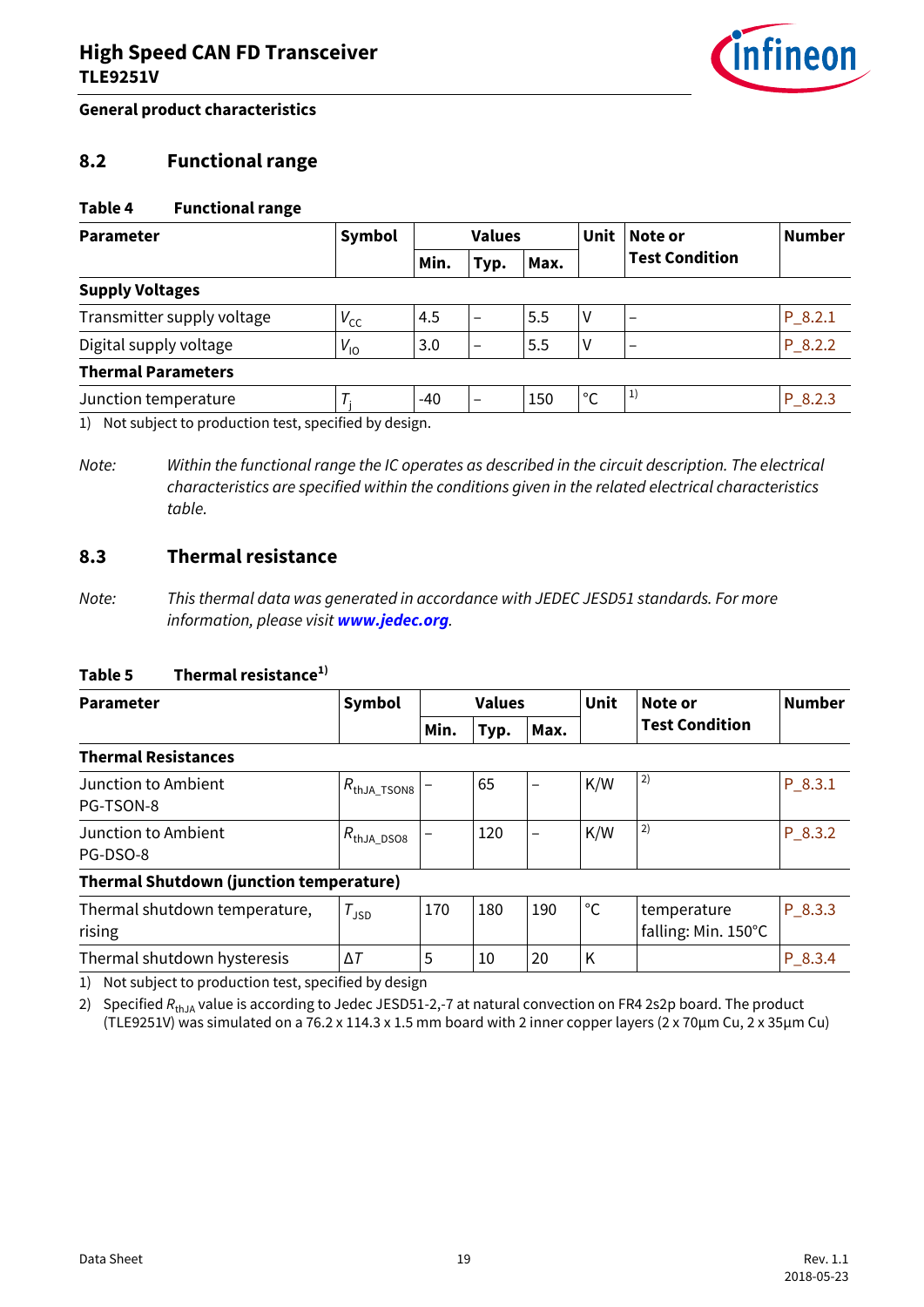## 8.2 Functional range

**Table 4 Functional range**

| Parameter | Symbol | Values | | | Unit | Note or Test Condition | Number |
|---|---|---|---|---|---|---|---|
| | | Min. | Typ. | Max. | | | |
| **Supply Voltages** | | | | | | | |
| Transmitter supply voltage | $V_{CC}$ | 4.5 | – | 5.5 | V | – | P_8.2.1 |
| Digital supply voltage | $V_{IO}$ | 3.0 | – | 5.5 | V | – | P_8.2.2 |
| **Thermal Parameters** | | | | | | | |
| Junction temperature | $T_j$ | -40 | – | 150 | °C | [1] | P_8.2.3 |

1) Not subject to production test, specified by design.

*Note: Within the functional range the IC operates as described in the circuit description. The electrical characteristics are specified within the conditions given in the related electrical characteristics table.*

## 8.3 Thermal resistance

*Note: This thermal data was generated in accordance with JEDEC JESD51 standards. For more information, please visit* ***www.jedec.org****.*

**Table 5 Thermal resistance[1]**

| Parameter | Symbol | Values | | | Unit | Note or Test Condition | Number |
|---|---|---|---|---|---|---|---|
| | | Min. | Typ. | Max. | | | |
| **Thermal Resistances** | | | | | | | |
| Junction to Ambient PG-TSON-8 | $R_{thJA\_TSON8}$ | – | 65 | – | K/W | [2] | P_8.3.1 |
| Junction to Ambient PG-DSO-8 | $R_{thJA\_DSO8}$ | – | 120 | – | K/W | [2] | P_8.3.2 |
| **Thermal Shutdown (junction temperature)** | | | | | | | |
| Thermal shutdown temperature, rising | $T_{JSD}$ | 170 | 180 | 190 | °C | temperature falling: Min. 150°C | P_8.3.3 |
| Thermal shutdown hysteresis | $\Delta T$ | 5 | 10 | 20 | K | | P_8.3.4 |

1) Not subject to production test, specified by design

2) Specified $R_{thJA}$ value is according to Jedec JESD51-2,-7 at natural convection on FR4 2s2p board. The product (TLE9251V) was simulated on a 76.2 x 114.3 x 1.5 mm board with 2 inner copper layers (2 x 70µm Cu, 2 x 35µm Cu)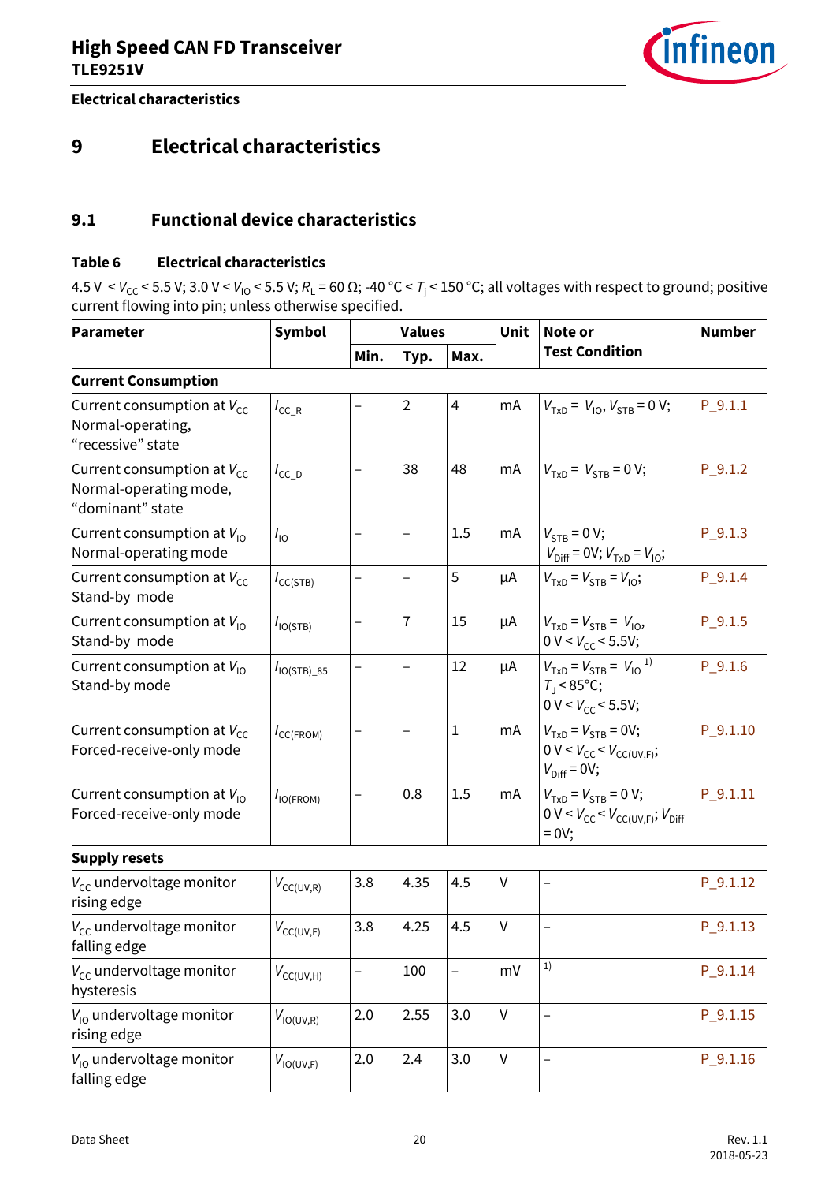## 9 Electrical characteristics

### 9.1 Functional device characteristics

**Table 6 Electrical characteristics**

4.5 V < $V_{CC}$ < 5.5 V; 3.0 V < $V_{IO}$ < 5.5 V; $R_L$ = 60 Ω; -40 °C < $T_j$ < 150 °C; all voltages with respect to ground; positive current flowing into pin; unless otherwise specified.

| Parameter | Symbol | Values | | | Unit | Note or Test Condition | Number |
|---|---|---|---|---|---|---|---|
| | | Min. | Typ. | Max. | | | |
| **Current Consumption** | | | | | | | |
| Current consumption at $V_{CC}$ Normal-operating, "recessive" state | $I_{CC\_R}$ | – | 2 | 4 | mA | $V_{TxD}$ = $V_{IO}$, $V_{STB}$ = 0 V; | P_9.1.1 |
| Current consumption at $V_{CC}$ Normal-operating mode, "dominant" state | $I_{CC\_D}$ | – | 38 | 48 | mA | $V_{TxD}$ = $V_{STB}$ = 0 V; | P_9.1.2 |
| Current consumption at $V_{IO}$ Normal-operating mode | $I_{IO}$ | – | – | 1.5 | mA | $V_{STB}$ = 0 V; $V_{Diff}$ = 0V; $V_{TxD}$ = $V_{IO}$; | P_9.1.3 |
| Current consumption at $V_{CC}$ Stand-by mode | $I_{CC(STB)}$ | – | – | 5 | µA | $V_{TxD}$ = $V_{STB}$ = $V_{IO}$; | P_9.1.4 |
| Current consumption at $V_{IO}$ Stand-by mode | $I_{IO(STB)}$ | – | 7 | 15 | µA | $V_{TxD}$ = $V_{STB}$ = $V_{IO}$, 0 V < $V_{CC}$ < 5.5V; | P_9.1.5 |
| Current consumption at $V_{IO}$ Stand-by mode | $I_{IO(STB)\_85}$ | – | – | 12 | µA | $V_{TxD}$ = $V_{STB}$ = $V_{IO}$ [1) ] $T_J$ < 85°C; 0 V < $V_{CC}$ < 5.5V; | P_9.1.6 |
| Current consumption at $V_{CC}$ Forced-receive-only mode | $I_{CC(FROM)}$ | – | – | 1 | mA | $V_{TxD}$ = $V_{STB}$ = 0V; 0 V < $V_{CC}$ < $V_{CC(UV,F)}$; $V_{Diff}$ = 0V; | P_9.1.10 |
| Current consumption at $V_{IO}$ Forced-receive-only mode | $I_{IO(FROM)}$ | – | 0.8 | 1.5 | mA | $V_{TxD}$ = $V_{STB}$ = 0 V; 0 V < $V_{CC}$ < $V_{CC(UV,F)}$; $V_{Diff}$ = 0V; | P_9.1.11 |
| **Supply resets** | | | | | | | |
| $V_{CC}$ undervoltage monitor rising edge | $V_{CC(UV,R)}$ | 3.8 | 4.35 | 4.5 | V | – | P_9.1.12 |
| $V_{CC}$ undervoltage monitor falling edge | $V_{CC(UV,F)}$ | 3.8 | 4.25 | 4.5 | V | – | P_9.1.13 |
| $V_{CC}$ undervoltage monitor hysteresis | $V_{CC(UV,H)}$ | – | 100 | – | mV | [1)] | P_9.1.14 |
| $V_{IO}$ undervoltage monitor rising edge | $V_{IO(UV,R)}$ | 2.0 | 2.55 | 3.0 | V | – | P_9.1.15 |
| $V_{IO}$ undervoltage monitor falling edge | $V_{IO(UV,F)}$ | 2.0 | 2.4 | 3.0 | V | – | P_9.1.16 |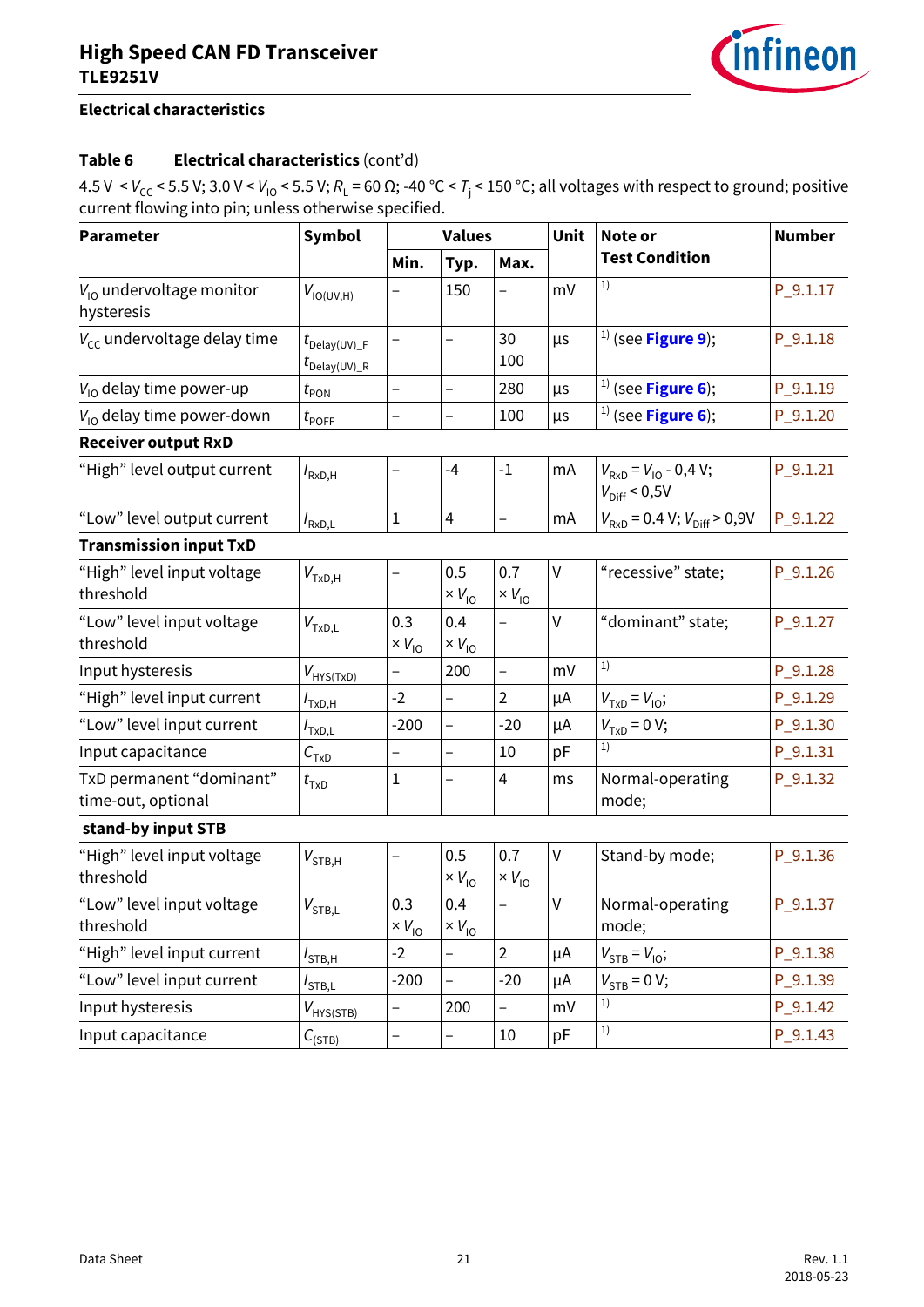## Electrical characteristics

**Table 6 Electrical characteristics** (cont'd)

4.5 V $< V_{CC} <$ 5.5 V; 3.0 V $< V_{IO} <$ 5.5 V; $R_L$ = 60 Ω; -40 °C $< T_j <$ 150 °C; all voltages with respect to ground; positive current flowing into pin; unless otherwise specified.

| Parameter | Symbol | Values | | | Unit | Note or Test Condition | Number |
|---|---|---|---|---|---|---|---|
| | | Min. | Typ. | Max. | | | |
| $V_{IO}$ undervoltage monitor hysteresis | $V_{IO(UV,H)}$ | – | 150 | – | mV | [1] | P_9.1.17 |
| $V_{CC}$ undervoltage delay time | $t_{Delay(UV)\_F}$ $t_{Delay(UV)\_R}$ | – | – | 30 100 | µs | [1] (see **Figure 9**); | P_9.1.18 |
| $V_{IO}$ delay time power-up | $t_{PON}$ | – | – | 280 | µs | [1] (see **Figure 6**); | P_9.1.19 |
| $V_{IO}$ delay time power-down | $t_{POFF}$ | – | – | 100 | µs | [1] (see **Figure 6**); | P_9.1.20 |
| **Receiver output RxD** | | | | | | | |
| "High" level output current | $I_{RxD,H}$ | – | -4 | -1 | mA | $V_{RxD} = V_{IO}$ - 0,4 V; $V_{Diff} <$ 0,5V | P_9.1.21 |
| "Low" level output current | $I_{RxD,L}$ | 1 | 4 | – | mA | $V_{RxD}$ = 0.4 V; $V_{Diff} >$ 0,9V | P_9.1.22 |
| **Transmission input TxD** | | | | | | | |
| "High" level input voltage threshold | $V_{TxD,H}$ | – | 0.5 × $V_{IO}$ | 0.7 × $V_{IO}$ | V | "recessive" state; | P_9.1.26 |
| "Low" level input voltage threshold | $V_{TxD,L}$ | 0.3 × $V_{IO}$ | 0.4 × $V_{IO}$ | – | V | "dominant" state; | P_9.1.27 |
| Input hysteresis | $V_{HYS(TxD)}$ | – | 200 | – | mV | [1] | P_9.1.28 |
| "High" level input current | $I_{TxD,H}$ | -2 | – | 2 | µA | $V_{TxD} = V_{IO}$; | P_9.1.29 |
| "Low" level input current | $I_{TxD,L}$ | -200 | – | -20 | µA | $V_{TxD}$ = 0 V; | P_9.1.30 |
| Input capacitance | $C_{TxD}$ | – | – | 10 | pF | [1] | P_9.1.31 |
| TxD permanent "dominant" time-out, optional | $t_{TxD}$ | 1 | – | 4 | ms | Normal-operating mode; | P_9.1.32 |
| **stand-by input STB** | | | | | | | |
| "High" level input voltage threshold | $V_{STB,H}$ | – | 0.5 × $V_{IO}$ | 0.7 × $V_{IO}$ | V | Stand-by mode; | P_9.1.36 |
| "Low" level input voltage threshold | $V_{STB,L}$ | 0.3 × $V_{IO}$ | 0.4 × $V_{IO}$ | – | V | Normal-operating mode; | P_9.1.37 |
| "High" level input current | $I_{STB,H}$ | -2 | – | 2 | µA | $V_{STB} = V_{IO}$; | P_9.1.38 |
| "Low" level input current | $I_{STB,L}$ | -200 | – | -20 | µA | $V_{STB}$ = 0 V; | P_9.1.39 |
| Input hysteresis | $V_{HYS(STB)}$ | – | 200 | – | mV | [1] | P_9.1.42 |
| Input capacitance | $C_{(STB)}$ | – | – | 10 | pF | [1] | P_9.1.43 |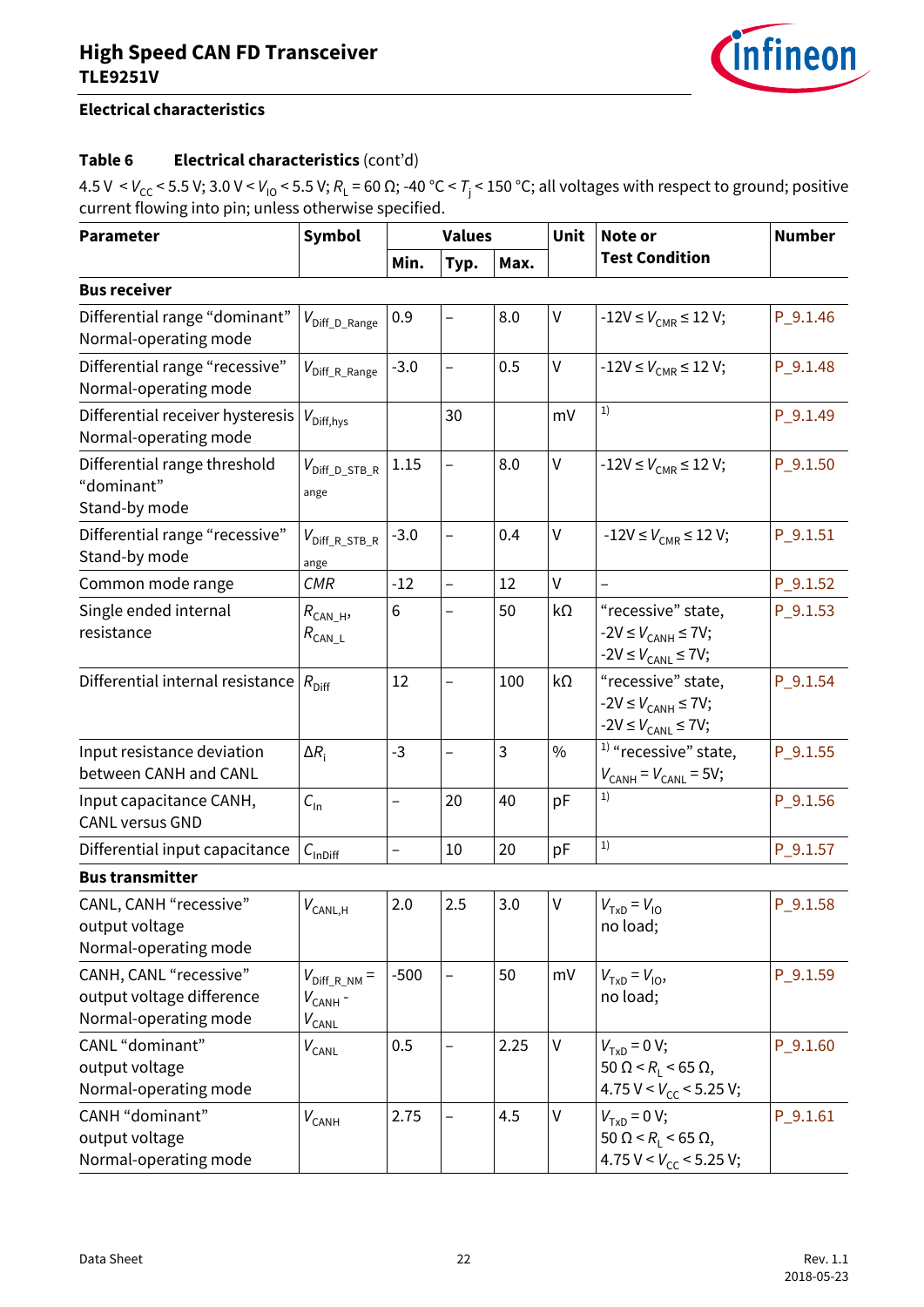## Electrical characteristics

**Table 6 Electrical characteristics** (cont'd)

4.5 V < $V_{CC}$ < 5.5 V; 3.0 V < $V_{IO}$ < 5.5 V; $R_L$ = 60 Ω; -40 °C < $T_j$ < 150 °C; all voltages with respect to ground; positive current flowing into pin; unless otherwise specified.

| Parameter | Symbol | Values | | | Unit | Note or Test Condition | Number |
|---|---|---|---|---|---|---|---|
| | | Min. | Typ. | Max. | | | |
| **Bus receiver** | | | | | | | |
| Differential range "dominant" Normal-operating mode | $V_{Diff\_D\_Range}$ | 0.9 | – | 8.0 | V | -12V ≤ $V_{CMR}$ ≤ 12 V; | P_9.1.46 |
| Differential range "recessive" Normal-operating mode | $V_{Diff\_R\_Range}$ | -3.0 | – | 0.5 | V | -12V ≤ $V_{CMR}$ ≤ 12 V; | P_9.1.48 |
| Differential receiver hysteresis Normal-operating mode | $V_{Diff,hys}$ | | 30 | | mV | 1) | P_9.1.49 |
| Differential range threshold "dominant" Stand-by mode | $V_{Diff\_D\_STB\_Range}$ | 1.15 | – | 8.0 | V | -12V ≤ $V_{CMR}$ ≤ 12 V; | P_9.1.50 |
| Differential range "recessive" Stand-by mode | $V_{Diff\_R\_STB\_Range}$ | -3.0 | – | 0.4 | V | -12V ≤ $V_{CMR}$ ≤ 12 V; | P_9.1.51 |
| Common mode range | *CMR* | -12 | – | 12 | V | – | P_9.1.52 |
| Single ended internal resistance | $R_{CAN\_H}$, $R_{CAN\_L}$ | 6 | – | 50 | kΩ | "recessive" state, -2V ≤ $V_{CANH}$ ≤ 7V; -2V ≤ $V_{CANL}$ ≤ 7V; | P_9.1.53 |
| Differential internal resistance | $R_{Diff}$ | 12 | – | 100 | kΩ | "recessive" state, -2V ≤ $V_{CANH}$ ≤ 7V; -2V ≤ $V_{CANL}$ ≤ 7V; | P_9.1.54 |
| Input resistance deviation between CANH and CANL | $\Delta R_i$ | -3 | – | 3 | % | 1) "recessive" state, $V_{CANH}$ = $V_{CANL}$ = 5V; | P_9.1.55 |
| Input capacitance CANH, CANL versus GND | $C_{In}$ | – | 20 | 40 | pF | 1) | P_9.1.56 |
| Differential input capacitance | $C_{InDiff}$ | – | 10 | 20 | pF | 1) | P_9.1.57 |
| **Bus transmitter** | | | | | | | |
| CANL, CANH "recessive" output voltage Normal-operating mode | $V_{CANL,H}$ | 2.0 | 2.5 | 3.0 | V | $V_{TxD}$ = $V_{IO}$ no load; | P_9.1.58 |
| CANH, CANL "recessive" output voltage difference Normal-operating mode | $V_{Diff\_R\_NM}$ = $V_{CANH}$ - $V_{CANL}$ | -500 | – | 50 | mV | $V_{TxD}$ = $V_{IO}$, no load; | P_9.1.59 |
| CANL "dominant" output voltage Normal-operating mode | $V_{CANL}$ | 0.5 | – | 2.25 | V | $V_{TxD}$ = 0 V; 50 Ω < $R_L$ < 65 Ω, 4.75 V < $V_{CC}$ < 5.25 V; | P_9.1.60 |
| CANH "dominant" output voltage Normal-operating mode | $V_{CANH}$ | 2.75 | – | 4.5 | V | $V_{TxD}$ = 0 V; 50 Ω < $R_L$ < 65 Ω, 4.75 V < $V_{CC}$ < 5.25 V; | P_9.1.61 |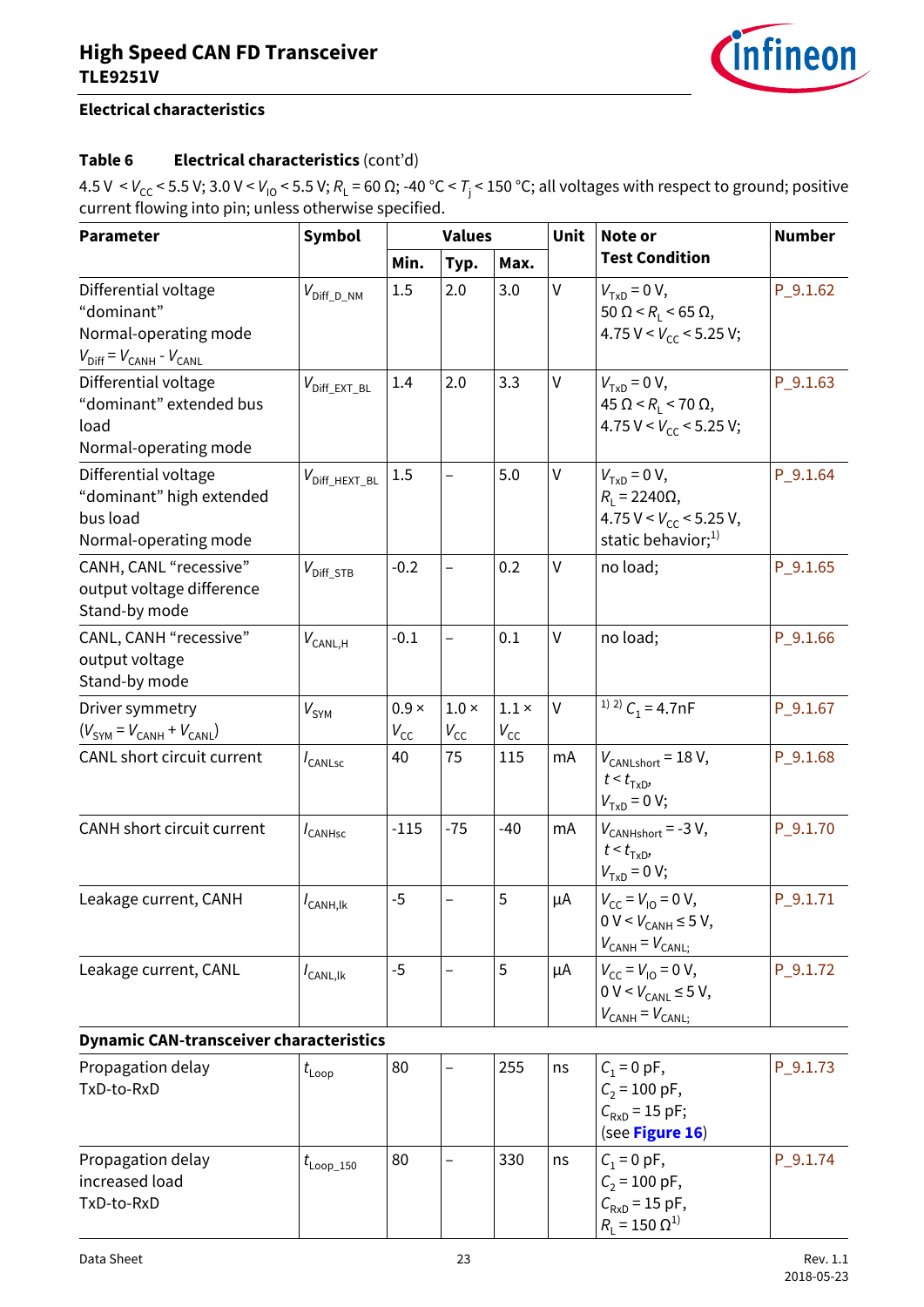## Electrical characteristics

**Table 6 Electrical characteristics** (cont'd)

4.5 V < $V_{CC}$ < 5.5 V; 3.0 V < $V_{IO}$ < 5.5 V; $R_L$ = 60 Ω; -40 °C < $T_j$ < 150 °C; all voltages with respect to ground; positive current flowing into pin; unless otherwise specified.

| Parameter | Symbol | Values | | | Unit | Note or Test Condition | Number |
|---|---|---|---|---|---|---|---|
| | | Min. | Typ. | Max. | | | |
| Differential voltage "dominant" Normal-operating mode $V_{Diff} = V_{CANH} - V_{CANL}$ | $V_{Diff\_D\_NM}$ | 1.5 | 2.0 | 3.0 | V | $V_{TxD}$ = 0 V, 50 Ω < $R_L$ < 65 Ω, 4.75 V < $V_{CC}$ < 5.25 V; | P_9.1.62 |
| Differential voltage "dominant" extended bus load Normal-operating mode | $V_{Diff\_EXT\_BL}$ | 1.4 | 2.0 | 3.3 | V | $V_{TxD}$ = 0 V, 45 Ω < $R_L$ < 70 Ω, 4.75 V < $V_{CC}$ < 5.25 V; | P_9.1.63 |
| Differential voltage "dominant" high extended bus load Normal-operating mode | $V_{Diff\_HEXT\_BL}$ | 1.5 | – | 5.0 | V | $V_{TxD}$ = 0 V, $R_L$ = 2240Ω, 4.75 V < $V_{CC}$ < 5.25 V, static behavior;[1] | P_9.1.64 |
| CANH, CANL "recessive" output voltage difference Stand-by mode | $V_{Diff\_STB}$ | -0.2 | – | 0.2 | V | no load; | P_9.1.65 |
| CANL, CANH "recessive" output voltage Stand-by mode | $V_{CANL,H}$ | -0.1 | – | 0.1 | V | no load; | P_9.1.66 |
| Driver symmetry ($V_{SYM} = V_{CANH} + V_{CANL}$) | $V_{SYM}$ | 0.9 × $V_{CC}$ | 1.0 × $V_{CC}$ | 1.1 × $V_{CC}$ | V | [1] [2] $C_1$ = 4.7nF | P_9.1.67 |
| CANL short circuit current | $I_{CANLsc}$ | 40 | 75 | 115 | mA | $V_{CANLshort}$ = 18 V, $t < t_{TxD}$, $V_{TxD}$ = 0 V; | P_9.1.68 |
| CANH short circuit current | $I_{CANHsc}$ | -115 | -75 | -40 | mA | $V_{CANHshort}$ = -3 V, $t < t_{TxD}$, $V_{TxD}$ = 0 V; | P_9.1.70 |
| Leakage current, CANH | $I_{CANH,lk}$ | -5 | – | 5 | µA | $V_{CC} = V_{IO}$ = 0 V, 0 V < $V_{CANH}$ ≤ 5 V, $V_{CANH} = V_{CANL}$; | P_9.1.71 |
| Leakage current, CANL | $I_{CANL,lk}$ | -5 | – | 5 | µA | $V_{CC} = V_{IO}$ = 0 V, 0 V < $V_{CANL}$ ≤ 5 V, $V_{CANH} = V_{CANL}$; | P_9.1.72 |
| **Dynamic CAN-transceiver characteristics** | | | | | | | |
| Propagation delay TxD-to-RxD | $t_{Loop}$ | 80 | – | 255 | ns | $C_1$ = 0 pF, $C_2$ = 100 pF, $C_{RxD}$ = 15 pF; (see **Figure 16**) | P_9.1.73 |
| Propagation delay increased load TxD-to-RxD | $t_{Loop\_150}$ | 80 | – | 330 | ns | $C_1$ = 0 pF, $C_2$ = 100 pF, $C_{RxD}$ = 15 pF, $R_L$ = 150 Ω[1] | P_9.1.74 |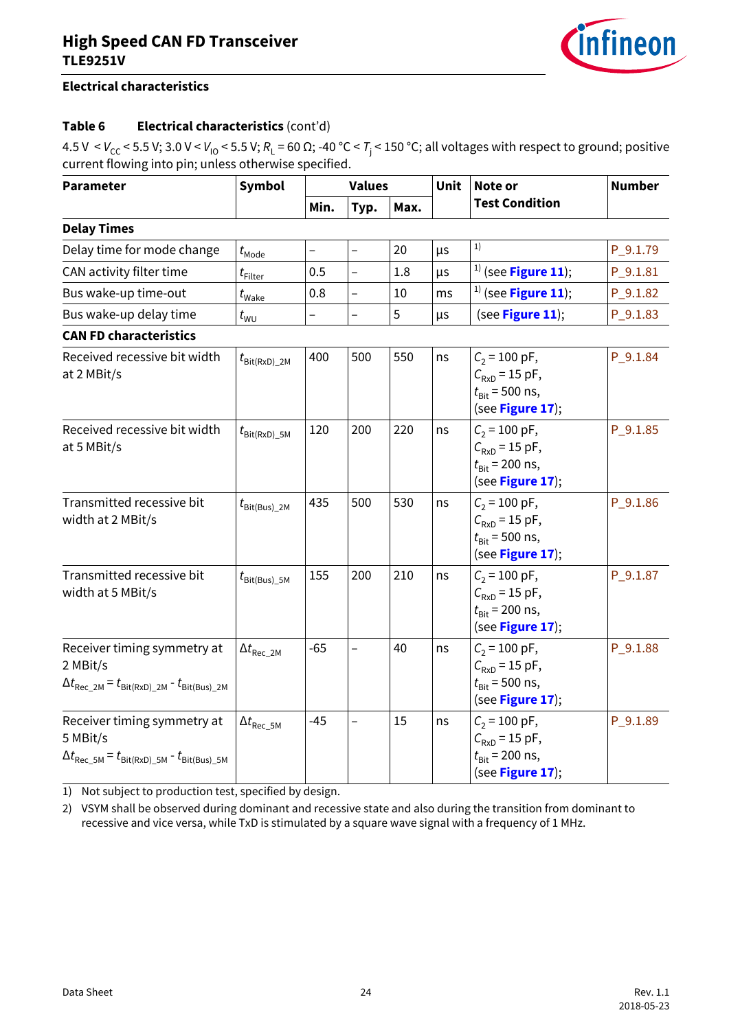## Electrical characteristics

**Table 6 Electrical characteristics** (cont'd)

4.5 V < $V_{CC}$ < 5.5 V; 3.0 V < $V_{IO}$ < 5.5 V; $R_L$ = 60 Ω; -40 °C < $T_j$ < 150 °C; all voltages with respect to ground; positive current flowing into pin; unless otherwise specified.

| Parameter | Symbol | Values | | | Unit | Note or Test Condition | Number |
|---|---|---|---|---|---|---|---|
| | | Min. | Typ. | Max. | | | |
| **Delay Times** | | | | | | | |
| Delay time for mode change | $t_{Mode}$ | – | – | 20 | µs | [1] | P_9.1.79 |
| CAN activity filter time | $t_{Filter}$ | 0.5 | – | 1.8 | µs | [1] (see **Figure 11**); | P_9.1.81 |
| Bus wake-up time-out | $t_{Wake}$ | 0.8 | – | 10 | ms | [1] (see **Figure 11**); | P_9.1.82 |
| Bus wake-up delay time | $t_{WU}$ | – | – | 5 | µs | (see **Figure 11**); | P_9.1.83 |
| **CAN FD characteristics** | | | | | | | |
| Received recessive bit width at 2 MBit/s | $t_{Bit(RxD)\_2M}$ | 400 | 500 | 550 | ns | $C_2$ = 100 pF, $C_{RxD}$ = 15 pF, $t_{Bit}$ = 500 ns, (see **Figure 17**); | P_9.1.84 |
| Received recessive bit width at 5 MBit/s | $t_{Bit(RxD)\_5M}$ | 120 | 200 | 220 | ns | $C_2$ = 100 pF, $C_{RxD}$ = 15 pF, $t_{Bit}$ = 200 ns, (see **Figure 17**); | P_9.1.85 |
| Transmitted recessive bit width at 2 MBit/s | $t_{Bit(Bus)\_2M}$ | 435 | 500 | 530 | ns | $C_2$ = 100 pF, $C_{RxD}$ = 15 pF, $t_{Bit}$ = 500 ns, (see **Figure 17**); | P_9.1.86 |
| Transmitted recessive bit width at 5 MBit/s | $t_{Bit(Bus)\_5M}$ | 155 | 200 | 210 | ns | $C_2$ = 100 pF, $C_{RxD}$ = 15 pF, $t_{Bit}$ = 200 ns, (see **Figure 17**); | P_9.1.87 |
| Receiver timing symmetry at 2 MBit/s $\Delta t_{Rec\_2M} = t_{Bit(RxD)\_2M} - t_{Bit(Bus)\_2M}$ | $\Delta t_{Rec\_2M}$ | -65 | – | 40 | ns | $C_2$ = 100 pF, $C_{RxD}$ = 15 pF, $t_{Bit}$ = 500 ns, (see **Figure 17**); | P_9.1.88 |
| Receiver timing symmetry at 5 MBit/s $\Delta t_{Rec\_5M} = t_{Bit(RxD)\_5M} - t_{Bit(Bus)\_5M}$ | $\Delta t_{Rec\_5M}$ | -45 | – | 15 | ns | $C_2$ = 100 pF, $C_{RxD}$ = 15 pF, $t_{Bit}$ = 200 ns, (see **Figure 17**); | P_9.1.89 |

1) Not subject to production test, specified by design.

2) VSYM shall be observed during dominant and recessive state and also during the transition from dominant to recessive and vice versa, while TxD is stimulated by a square wave signal with a frequency of 1 MHz.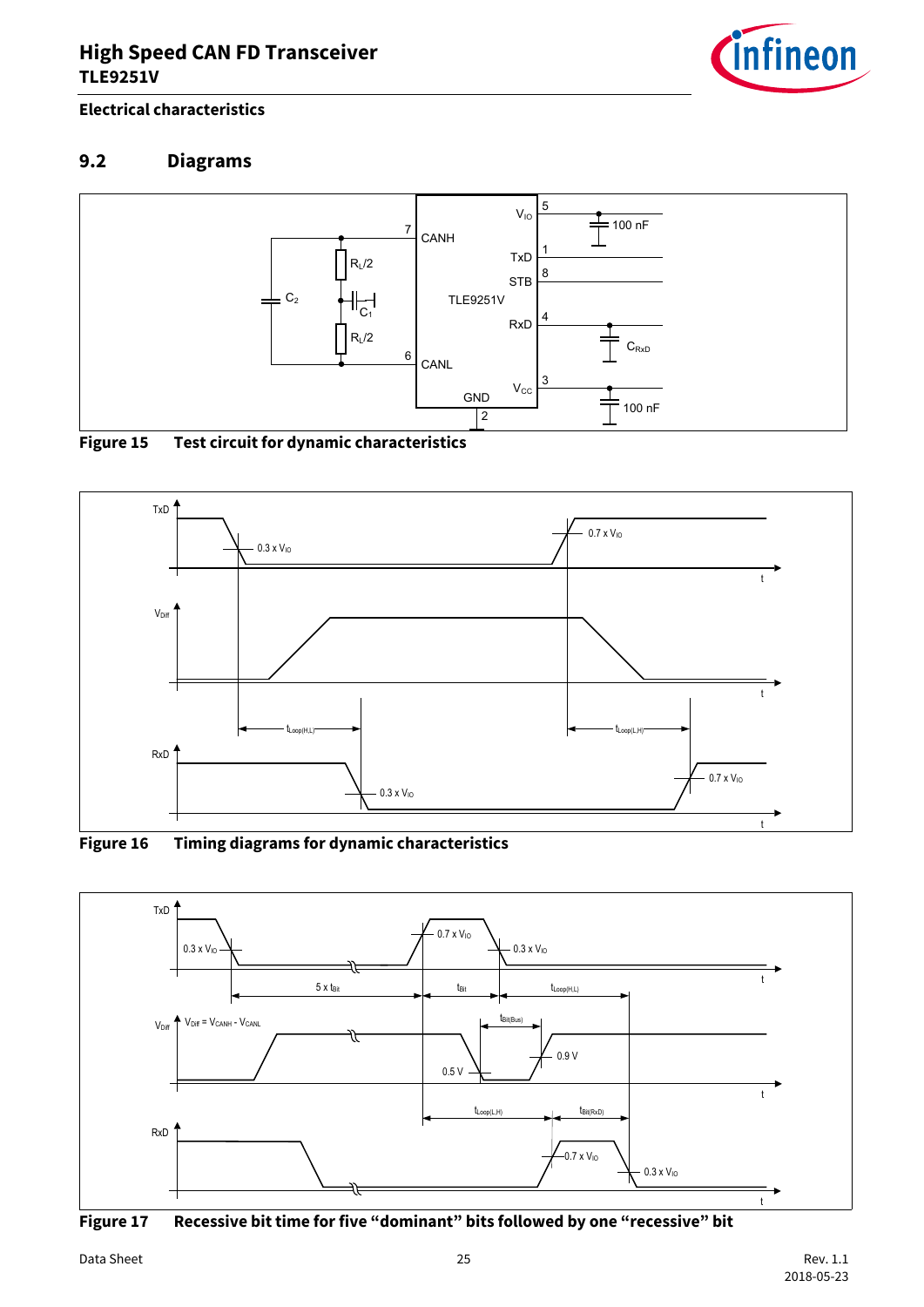## 9.2 Diagrams

7
CANH
$R_L/2$
$C_2$
$C_1$
$R_L/2$
6
CANL
TLE9251V
GND
2
$V_{IO}$
5
100 nF
TxD
1
STB
8
RxD
4
$C_{RxD}$
$V_{CC}$
3
100 nF

**Figure 15 Test circuit for dynamic characteristics**

TxD
$0.3 \times V_{IO}$
$0.7 \times V_{IO}$
t
$V_{Diff}$
t
$t_{Loop(H,L)}$
$t_{Loop(L,H)}$
RxD
$0.3 \times V_{IO}$
$0.7 \times V_{IO}$
t

**Figure 16 Timing diagrams for dynamic characteristics**

TxD
$0.3 \times V_{IO}$
$0.7 \times V_{IO}$
$0.3 \times V_{IO}$
t
$5 \times t_{Bit}$
$t_{Bit}$
$t_{Loop(H,L)}$
$V_{Diff}$
$V_{Diff} = V_{CANH} - V_{CANL}$
$t_{Bit(Bus)}$
0.9 V
0.5 V
t
$t_{Loop(L,H)}$
$t_{Bit(RxD)}$
RxD
$0.7 \times V_{IO}$
$0.3 \times V_{IO}$
t

**Figure 17 Recessive bit time for five "dominant" bits followed by one "recessive" bit**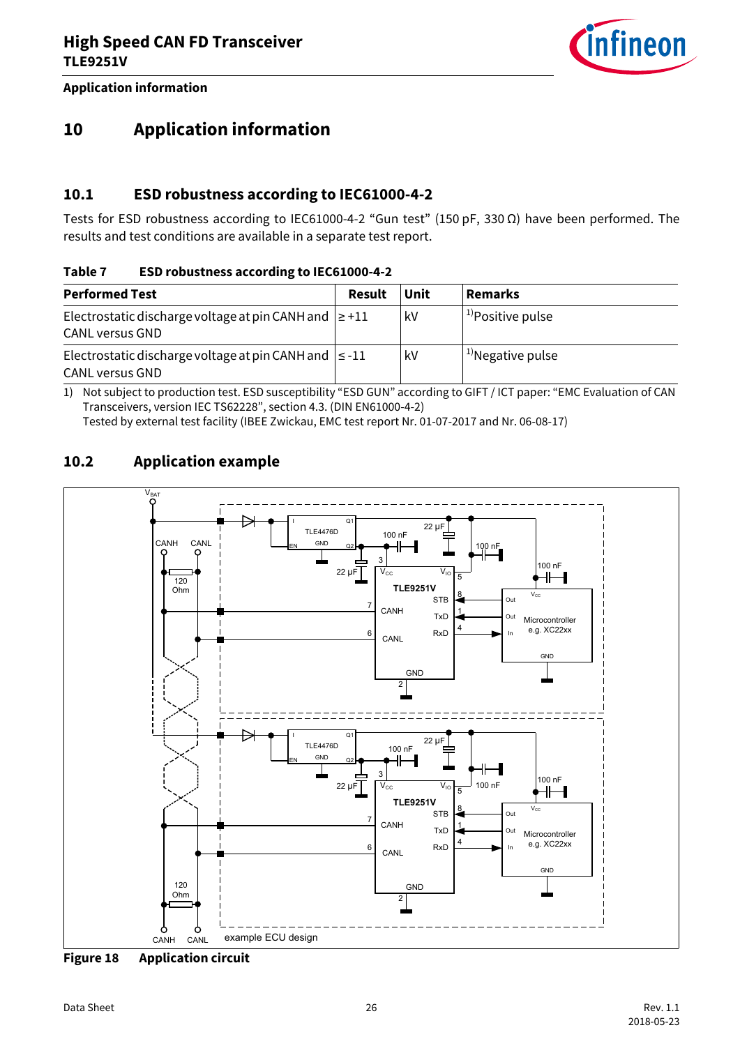# 10 Application information

## 10.1 ESD robustness according to IEC61000-4-2

Tests for ESD robustness according to IEC61000-4-2 "Gun test" (150 pF, 330 Ω) have been performed. The results and test conditions are available in a separate test report.

**Table 7 ESD robustness according to IEC61000-4-2**

| Performed Test | Result | Unit | Remarks |
|---|---|---|---|
| Electrostatic discharge voltage at pin CANH and CANL versus GND | ≥ +11 | kV | [1]Positive pulse |
| Electrostatic discharge voltage at pin CANH and CANL versus GND | ≤ -11 | kV | [1]Negative pulse |

1) Not subject to production test. ESD susceptibility "ESD GUN" according to GIFT / ICT paper: "EMC Evaluation of CAN Transceivers, version IEC TS62228", section 4.3. (DIN EN61000-4-2)
Tested by external test facility (IBEE Zwickau, EMC test report Nr. 01-07-2017 and Nr. 06-08-17)

## 10.2 Application example

$V_{BAT}$
CANH CANL
120 Ohm
TLE4476D
I Q1 EN GND Q2
22 µF
100 nF
22 µF
100 nF
100 nF
3 $V_{CC}$ $V_{IO}$ 5
TLE9251V
8 STB
7 CANH
1 TxD
6 CANL
4 RxD
GND
2
Out $V_{CC}$
Out Microcontroller e.g. XC22xx
In
GND
120 Ohm
CANH CANL
example ECU design

**Figure 18 Application circuit**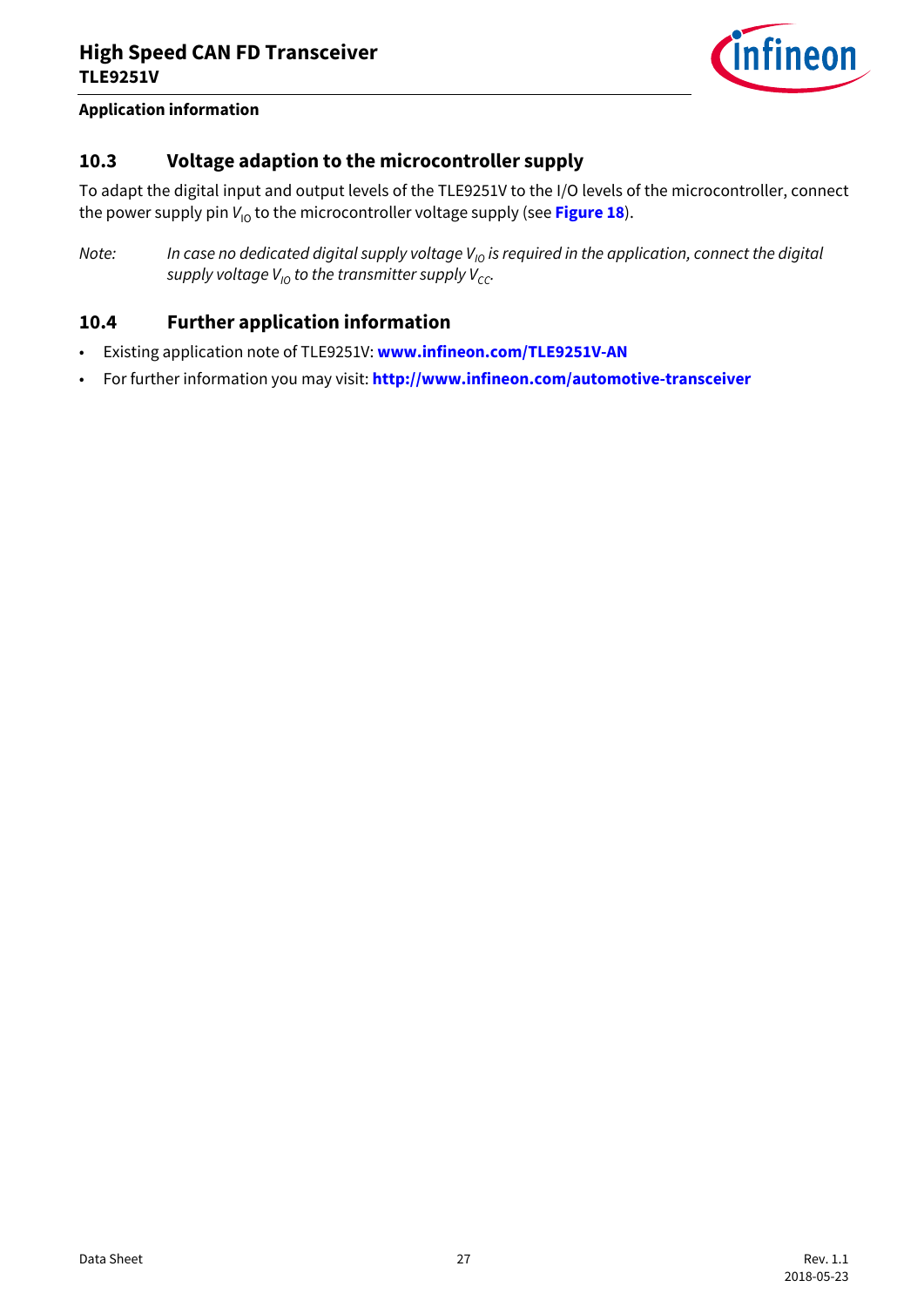## 10.3 Voltage adaption to the microcontroller supply

To adapt the digital input and output levels of the TLE9251V to the I/O levels of the microcontroller, connect the power supply pin $V_{IO}$ to the microcontroller voltage supply (see **Figure 18**).

*Note: In case no dedicated digital supply voltage $V_{IO}$ is required in the application, connect the digital supply voltage $V_{IO}$ to the transmitter supply $V_{CC}$.*

## 10.4 Further application information

- Existing application note of TLE9251V: **www.infineon.com/TLE9251V-AN**
- For further information you may visit: **http://www.infineon.com/automotive-transceiver**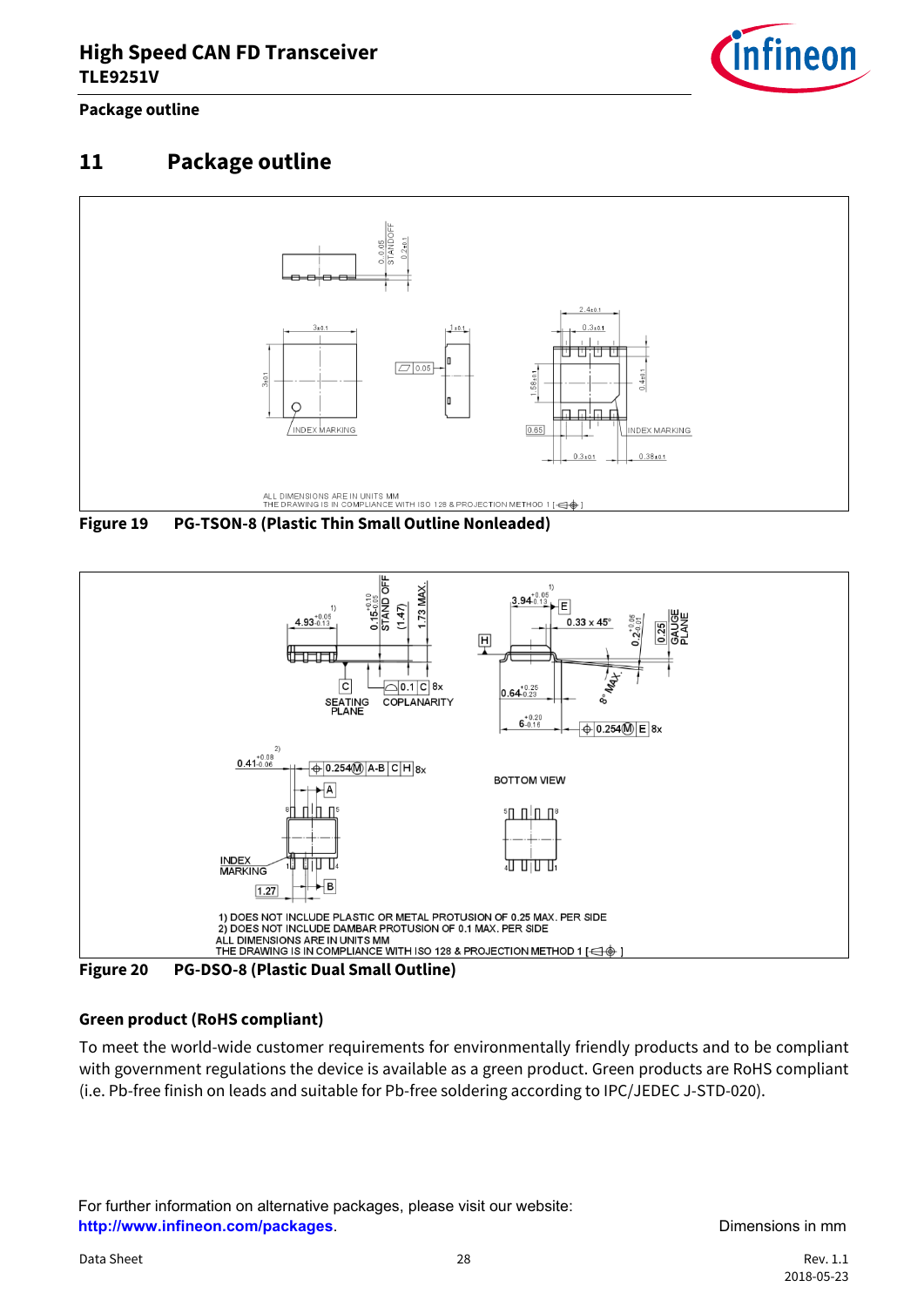# 11 Package outline

ALL DIMENSIONS ARE IN UNITS MM
THE DRAWING IS IN COMPLIANCE WITH ISO 128 & PROJECTION METHOD 1

**Figure 19** PG-TSON-8 (Plastic Thin Small Outline Nonleaded)

1) DOES NOT INCLUDE PLASTIC OR METAL PROTUSION OF 0.25 MAX. PER SIDE
2) DOES NOT INCLUDE DAMBAR PROTUSION OF 0.1 MAX. PER SIDE
ALL DIMENSIONS ARE IN UNITS MM
THE DRAWING IS IN COMPLIANCE WITH ISO 128 & PROJECTION METHOD 1

**Figure 20** PG-DSO-8 (Plastic Dual Small Outline)

### Green product (RoHS compliant)

To meet the world-wide customer requirements for environmentally friendly products and to be compliant with government regulations the device is available as a green product. Green products are RoHS compliant (i.e. Pb-free finish on leads and suitable for Pb-free soldering according to IPC/JEDEC J-STD-020).

For further information on alternative packages, please visit our website:
http://www.infineon.com/packages.

Dimensions in mm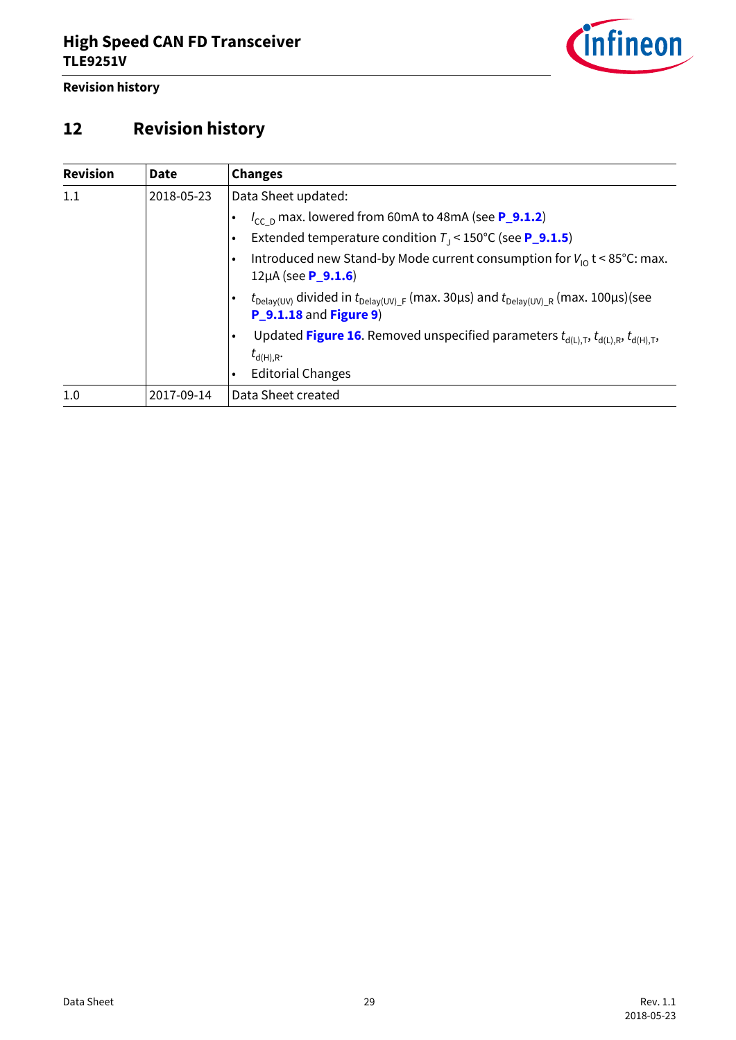## 12 Revision history

| Revision | Date | Changes |
|---|---|---|
| 1.1 | 2018-05-23 | Data Sheet updated:<br>• $I_{CC\_D}$ max. lowered from 60mA to 48mA (see **P_9.1.2**)<br>• Extended temperature condition $T_J$ < 150°C (see **P_9.1.5**)<br>• Introduced new Stand-by Mode current consumption for $V_{IO}$ t < 85°C: max. 12µA (see **P_9.1.6**)<br>• $t_{Delay(UV)}$ divided in $t_{Delay(UV)\_F}$ (max. 30µs) and $t_{Delay(UV)\_R}$ (max. 100µs)(see **P_9.1.18** and **Figure 9**)<br>• Updated **Figure 16**. Removed unspecified parameters $t_{d(L),T}$, $t_{d(L),R}$, $t_{d(H),T}$, $t_{d(H),R}$.<br>• Editorial Changes |
| 1.0 | 2017-09-14 | Data Sheet created |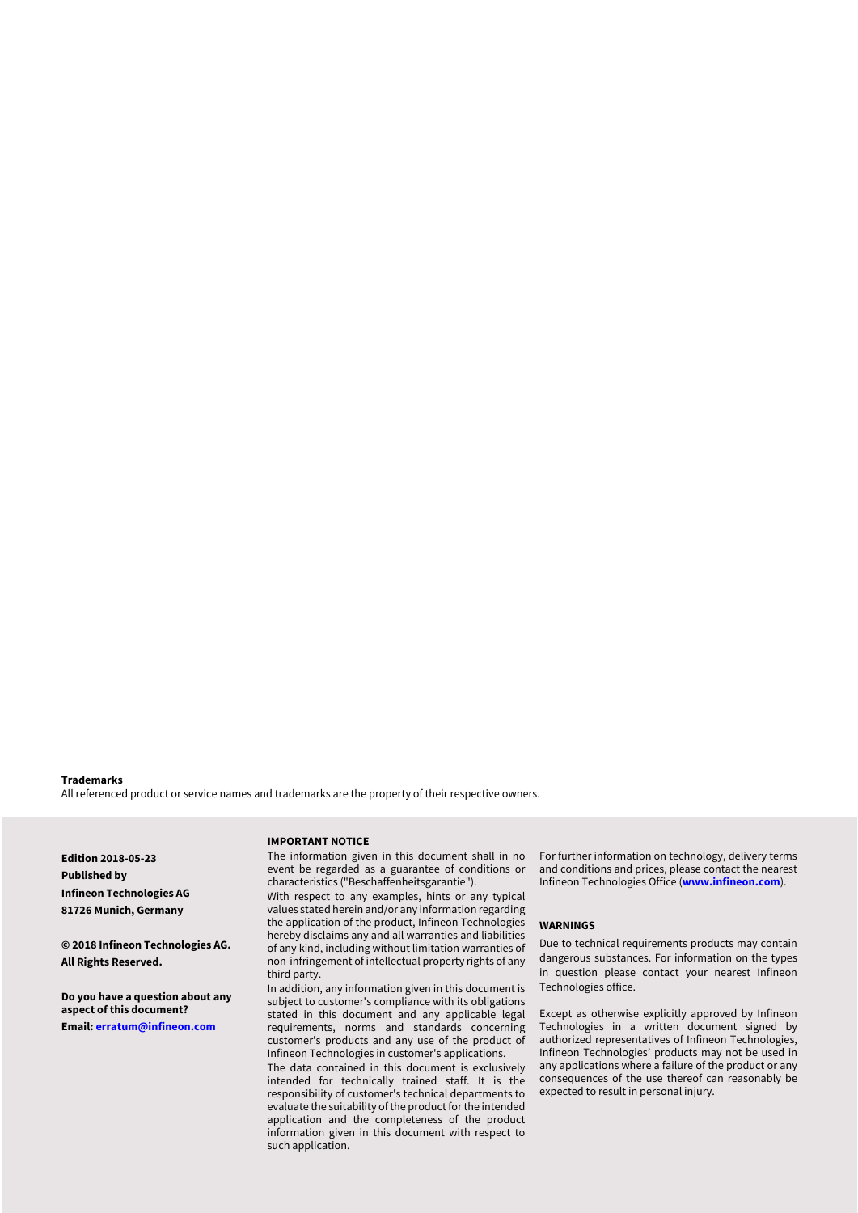**Trademarks**

All referenced product or service names and trademarks are the property of their respective owners.

**Edition 2018-05-23**

**Published by**

**Infineon Technologies AG**

**81726 Munich, Germany**

**© 2018 Infineon Technologies AG.**

**All Rights Reserved.**

**Do you have a question about any aspect of this document?**

**Email: erratum@infineon.com**

**IMPORTANT NOTICE**

The information given in this document shall in no event be regarded as a guarantee of conditions or characteristics ("Beschaffenheitsgarantie").

With respect to any examples, hints or any typical values stated herein and/or any information regarding the application of the product, Infineon Technologies hereby disclaims any and all warranties and liabilities of any kind, including without limitation warranties of non-infringement of intellectual property rights of any third party.

In addition, any information given in this document is subject to customer's compliance with its obligations stated in this document and any applicable legal requirements, norms and standards concerning customer's products and any use of the product of Infineon Technologies in customer's applications.

The data contained in this document is exclusively intended for technically trained staff. It is the responsibility of customer's technical departments to evaluate the suitability of the product for the intended application and the completeness of the product information given in this document with respect to such application.

For further information on technology, delivery terms and conditions and prices, please contact the nearest Infineon Technologies Office (**www.infineon.com**).

**WARNINGS**

Due to technical requirements products may contain dangerous substances. For information on the types in question please contact your nearest Infineon Technologies office.

Except as otherwise explicitly approved by Infineon Technologies in a written document signed by authorized representatives of Infineon Technologies, Infineon Technologies' products may not be used in any applications where a failure of the product or any consequences of the use thereof can reasonably be expected to result in personal injury.